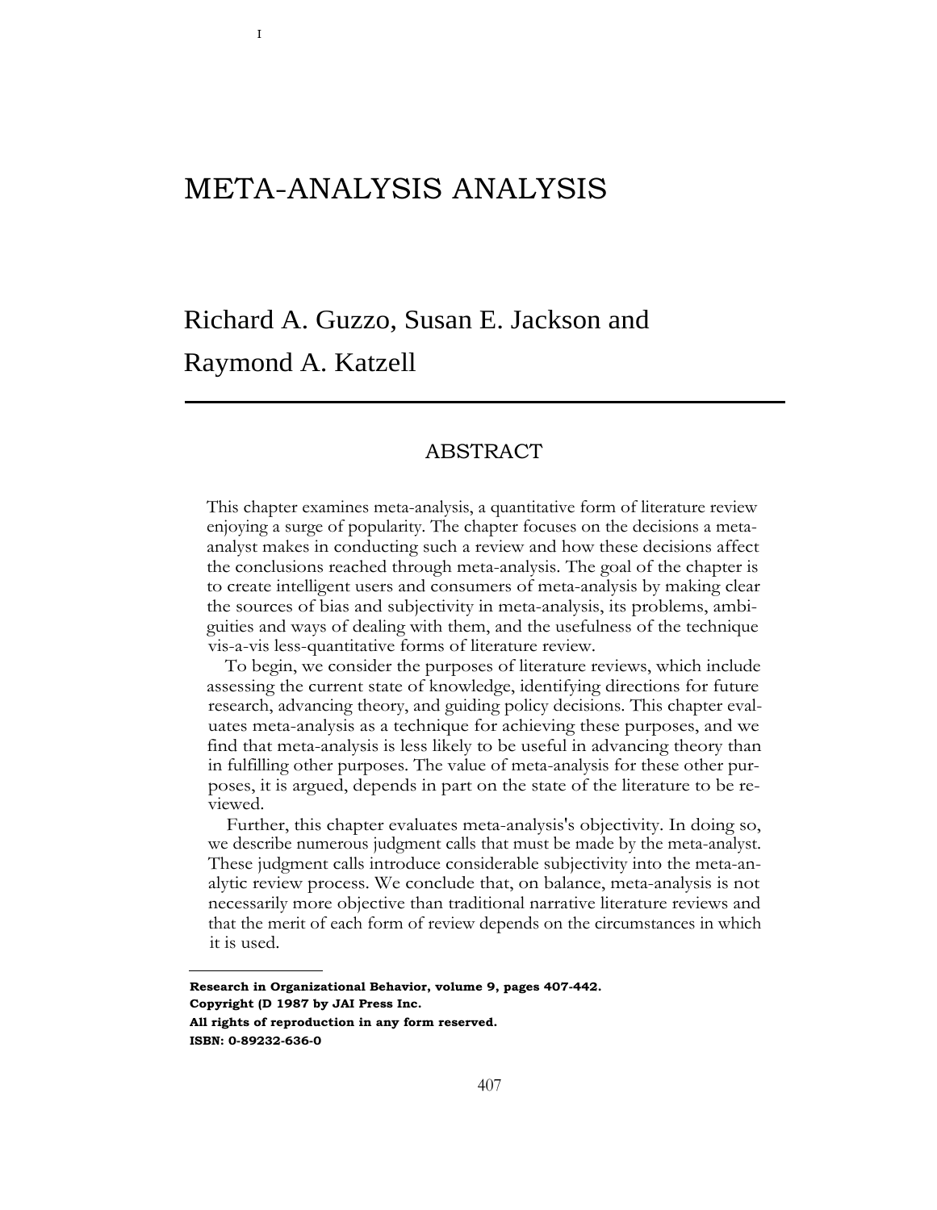# META-ANALYSIS ANALYSIS

Richard A. Guzzo, Susan E. Jackson and Raymond A. Katzell

## ABSTRACT

This chapter examines meta-analysis, a quantitative form of literature review enjoying a surge of popularity. The chapter focuses on the decisions a meta-analyst makes in conducting such a review and how these decisions affect the conclusions reached through meta-analysis. The goal of the chapter is to create intelligent users and consumers of meta-analysis by making clear the sources of bias and subjectivity in meta-analysis, its problems, ambiguities and ways of dealing with them, and the usefulness of the technique vis-a-vis less-quantitative forms of literature review.

To begin, we consider the purposes of literature reviews, which include assessing the current state of knowledge, identifying directions for future research, advancing theory, and guiding policy decisions. This chapter evaluates meta-analysis as a technique for achieving these purposes, and we find that meta-analysis is less likely to be useful in advancing theory than in fulfilling other purposes. The value of meta-analysis for these other purposes, it is argued, depends in part on the state of the literature to be reviewed.

Further, this chapter evaluates meta-analysis's objectivity. In doing so, we describe numerous judgment calls that must be made by the meta-analyst. These judgment calls introduce considerable subjectivity into the meta-analytic review process. We conclude that, on balance, meta-analysis is not necessarily more objective than traditional narrative literature reviews and that the merit of each form of review depends on the circumstances in which it is used.

---

**Research in Organizational Behavior, volume 9, pages 407-442.**
**Copyright (D 1987 by JAI Press Inc.**
**All rights of reproduction in any form reserved.**
**ISBN: 0-89232-636-0**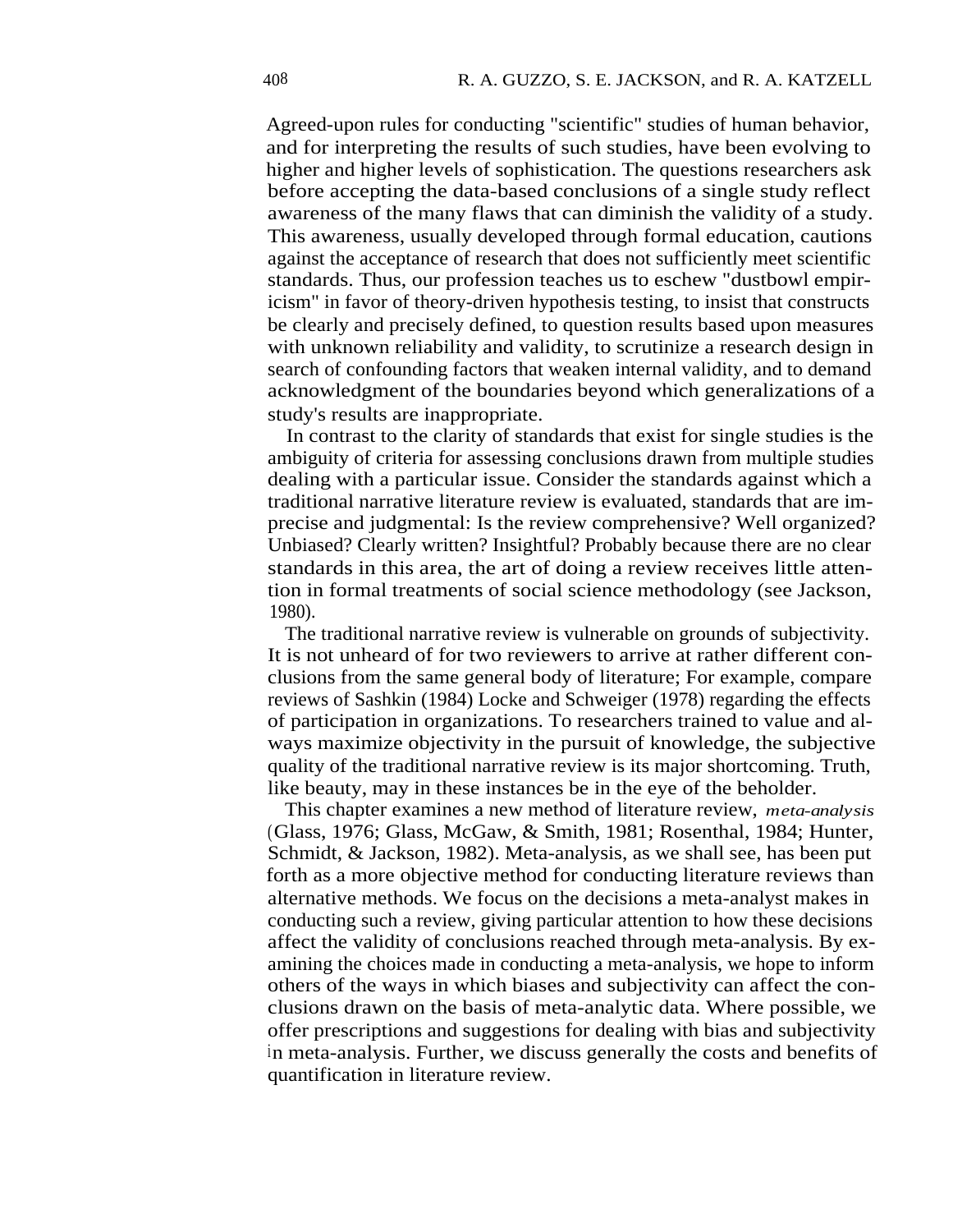Agreed-upon rules for conducting "scientific" studies of human behavior, and for interpreting the results of such studies, have been evolving to higher and higher levels of sophistication. The questions researchers ask before accepting the data-based conclusions of a single study reflect awareness of the many flaws that can diminish the validity of a study. This awareness, usually developed through formal education, cautions against the acceptance of research that does not sufficiently meet scientific standards. Thus, our profession teaches us to eschew "dustbowl empiricism" in favor of theory-driven hypothesis testing, to insist that constructs be clearly and precisely defined, to question results based upon measures with unknown reliability and validity, to scrutinize a research design in search of confounding factors that weaken internal validity, and to demand acknowledgment of the boundaries beyond which generalizations of a study's results are inappropriate.

In contrast to the clarity of standards that exist for single studies is the ambiguity of criteria for assessing conclusions drawn from multiple studies dealing with a particular issue. Consider the standards against which a traditional narrative literature review is evaluated, standards that are imprecise and judgmental: Is the review comprehensive? Well organized? Unbiased? Clearly written? Insightful? Probably because there are no clear standards in this area, the art of doing a review receives little attention in formal treatments of social science methodology (see Jackson, 1980).

The traditional narrative review is vulnerable on grounds of subjectivity. It is not unheard of for two reviewers to arrive at rather different conclusions from the same general body of literature; For example, compare reviews of Sashkin (1984) Locke and Schweiger (1978) regarding the effects of participation in organizations. To researchers trained to value and always maximize objectivity in the pursuit of knowledge, the subjective quality of the traditional narrative review is its major shortcoming. Truth, like beauty, may in these instances be in the eye of the beholder.

This chapter examines a new method of literature review, *meta-analysis* (Glass, 1976; Glass, McGaw, & Smith, 1981; Rosenthal, 1984; Hunter, Schmidt, & Jackson, 1982). Meta-analysis, as we shall see, has been put forth as a more objective method for conducting literature reviews than alternative methods. We focus on the decisions a meta-analyst makes in conducting such a review, giving particular attention to how these decisions affect the validity of conclusions reached through meta-analysis. By examining the choices made in conducting a meta-analysis, we hope to inform others of the ways in which biases and subjectivity can affect the conclusions drawn on the basis of meta-analytic data. Where possible, we offer prescriptions and suggestions for dealing with bias and subjectivity in meta-analysis. Further, we discuss generally the costs and benefits of quantification in literature review.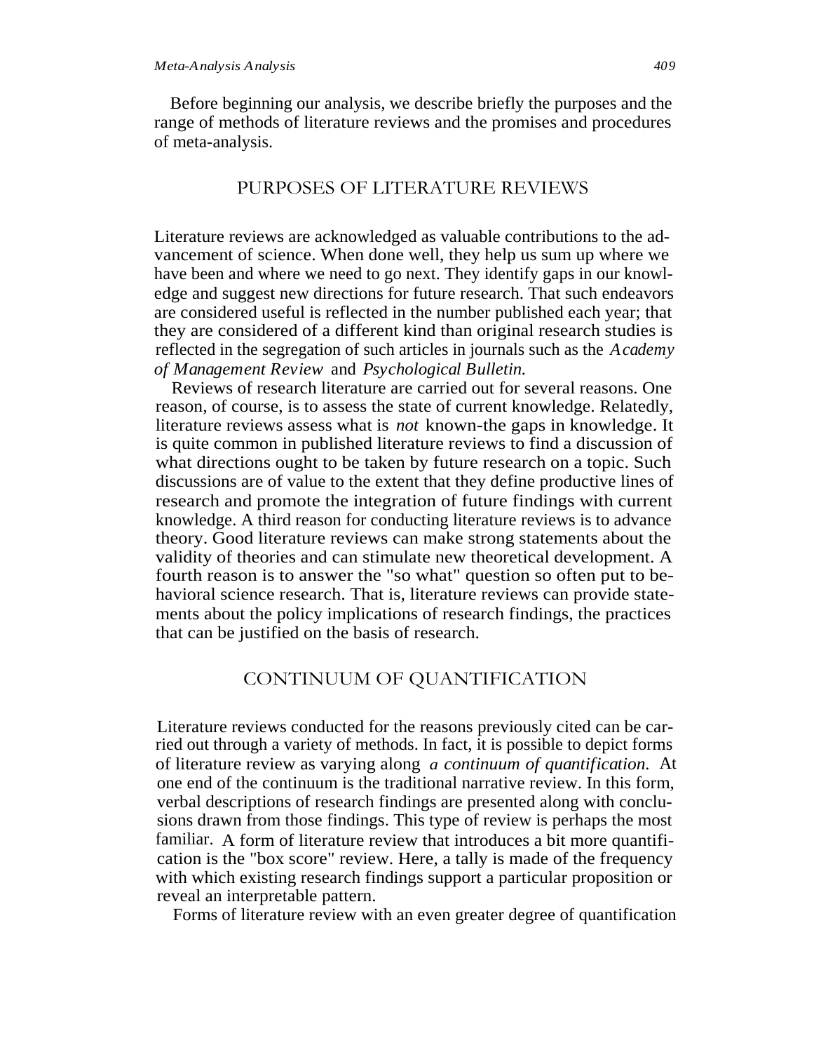Before beginning our analysis, we describe briefly the purposes and the range of methods of literature reviews and the promises and procedures of meta-analysis.

## PURPOSES OF LITERATURE REVIEWS

Literature reviews are acknowledged as valuable contributions to the advancement of science. When done well, they help us sum up where we have been and where we need to go next. They identify gaps in our knowledge and suggest new directions for future research. That such endeavors are considered useful is reflected in the number published each year; that they are considered of a different kind than original research studies is reflected in the segregation of such articles in journals such as the *Academy of Management Review* and *Psychological Bulletin.*

Reviews of research literature are carried out for several reasons. One reason, of course, is to assess the state of current knowledge. Relatedly, literature reviews assess what is *not* known-the gaps in knowledge. It is quite common in published literature reviews to find a discussion of what directions ought to be taken by future research on a topic. Such discussions are of value to the extent that they define productive lines of research and promote the integration of future findings with current knowledge. A third reason for conducting literature reviews is to advance theory. Good literature reviews can make strong statements about the validity of theories and can stimulate new theoretical development. A fourth reason is to answer the "so what" question so often put to behavioral science research. That is, literature reviews can provide statements about the policy implications of research findings, the practices that can be justified on the basis of research.

## CONTINUUM OF QUANTIFICATION

Literature reviews conducted for the reasons previously cited can be carried out through a variety of methods. In fact, it is possible to depict forms of literature review as varying along *a continuum of quantification.* At one end of the continuum is the traditional narrative review. In this form, verbal descriptions of research findings are presented along with conclusions drawn from those findings. This type of review is perhaps the most familiar. A form of literature review that introduces a bit more quantification is the "box score" review. Here, a tally is made of the frequency with which existing research findings support a particular proposition or reveal an interpretable pattern.

Forms of literature review with an even greater degree of quantification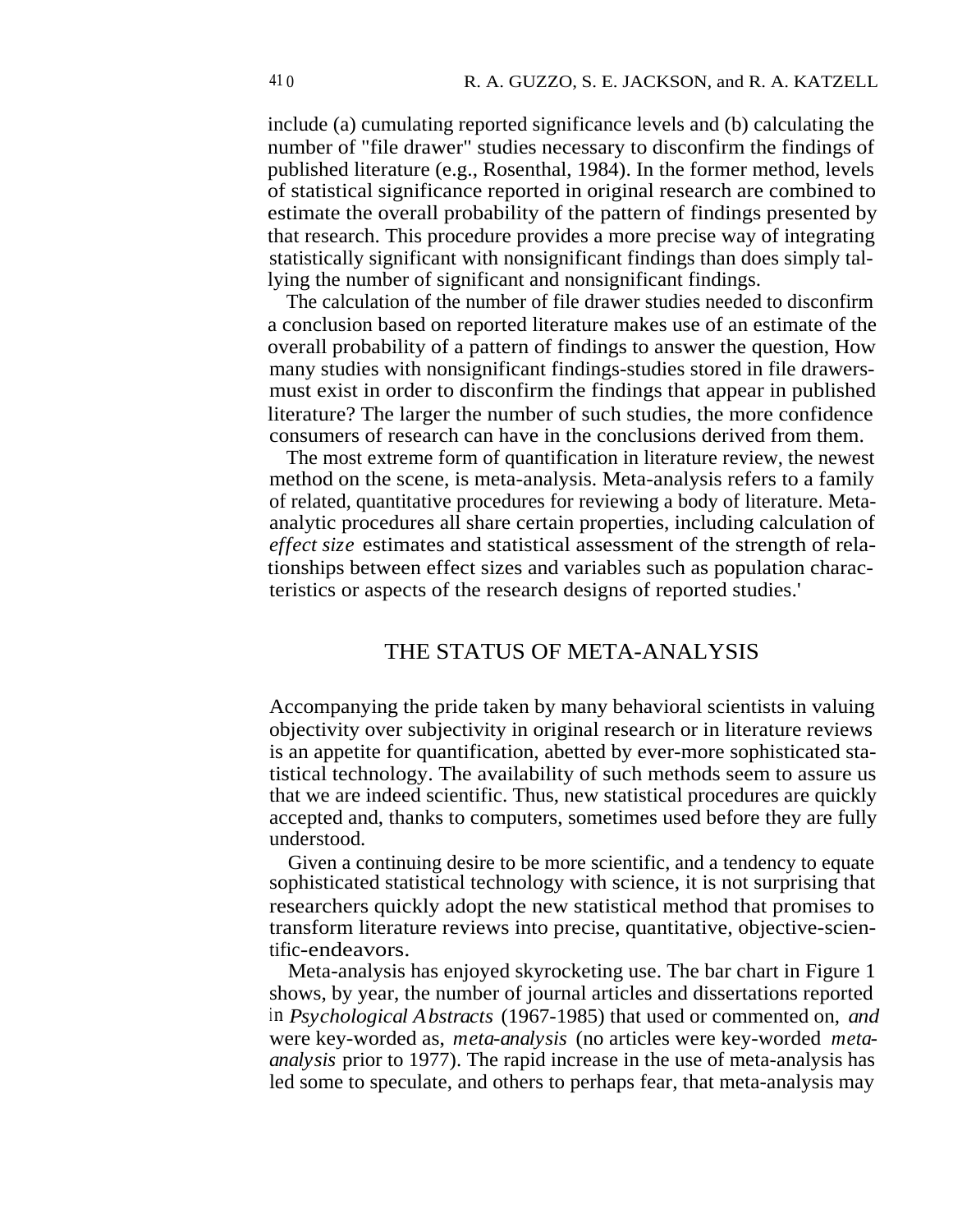include (a) cumulating reported significance levels and (b) calculating the number of "file drawer" studies necessary to disconfirm the findings of published literature (e.g., Rosenthal, 1984). In the former method, levels of statistical significance reported in original research are combined to estimate the overall probability of the pattern of findings presented by that research. This procedure provides a more precise way of integrating statistically significant with nonsignificant findings than does simply tallying the number of significant and nonsignificant findings.

The calculation of the number of file drawer studies needed to disconfirm a conclusion based on reported literature makes use of an estimate of the overall probability of a pattern of findings to answer the question, How many studies with nonsignificant findings-studies stored in file drawers-must exist in order to disconfirm the findings that appear in published literature? The larger the number of such studies, the more confidence consumers of research can have in the conclusions derived from them.

The most extreme form of quantification in literature review, the newest method on the scene, is meta-analysis. Meta-analysis refers to a family of related, quantitative procedures for reviewing a body of literature. Meta-analytic procedures all share certain properties, including calculation of *effect size* estimates and statistical assessment of the strength of relationships between effect sizes and variables such as population characteristics or aspects of the research designs of reported studies.'

## THE STATUS OF META-ANALYSIS

Accompanying the pride taken by many behavioral scientists in valuing objectivity over subjectivity in original research or in literature reviews is an appetite for quantification, abetted by ever-more sophisticated statistical technology. The availability of such methods seem to assure us that we are indeed scientific. Thus, new statistical procedures are quickly accepted and, thanks to computers, sometimes used before they are fully understood.

Given a continuing desire to be more scientific, and a tendency to equate sophisticated statistical technology with science, it is not surprising that researchers quickly adopt the new statistical method that promises to transform literature reviews into precise, quantitative, objective-scientific-endeavors.

Meta-analysis has enjoyed skyrocketing use. The bar chart in Figure 1 shows, by year, the number of journal articles and dissertations reported in *Psychological Abstracts* (1967-1985) that used or commented on, *and* were key-worded as, *meta-analysis* (no articles were key-worded *meta-analysis* prior to 1977). The rapid increase in the use of meta-analysis has led some to speculate, and others to perhaps fear, that meta-analysis may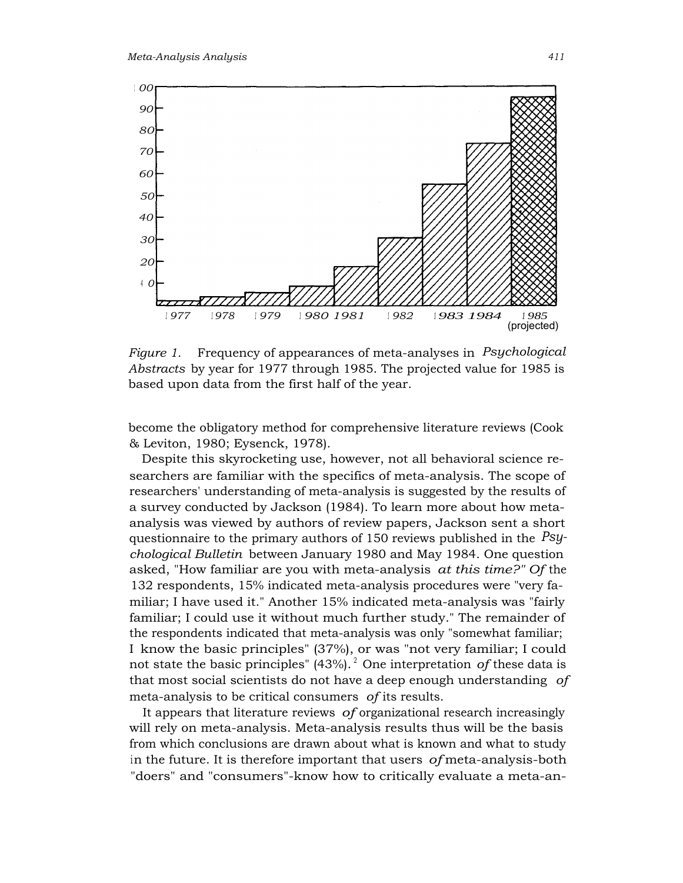*Figure 1.* Frequency of appearances of meta-analyses in *Psychological Abstracts* by year for 1977 through 1985. The projected value for 1985 is based upon data from the first half of the year.

become the obligatory method for comprehensive literature reviews (Cook & Leviton, 1980; Eysenck, 1978).

Despite this skyrocketing use, however, not all behavioral science researchers are familiar with the specifics of meta-analysis. The scope of researchers' understanding of meta-analysis is suggested by the results of a survey conducted by Jackson (1984). To learn more about how meta-analysis was viewed by authors of review papers, Jackson sent a short questionnaire to the primary authors of 150 reviews published in the *Psychological Bulletin* between January 1980 and May 1984. One question asked, "How familiar are you with meta-analysis *at this time?"* Of the 132 respondents, 15% indicated meta-analysis procedures were "very familiar; I have used it." Another 15% indicated meta-analysis was "fairly familiar; I could use it without much further study." The remainder of the respondents indicated that meta-analysis was only "somewhat familiar; I know the basic principles" (37%), or was "not very familiar; I could not state the basic principles" (43%).[2] One interpretation of these data is that most social scientists do not have a deep enough understanding of meta-analysis to be critical consumers of its results.

It appears that literature reviews of organizational research increasingly will rely on meta-analysis. Meta-analysis results thus will be the basis from which conclusions are drawn about what is known and what to study in the future. It is therefore important that users of meta-analysis-both "doers" and "consumers"-know how to critically evaluate a meta-an-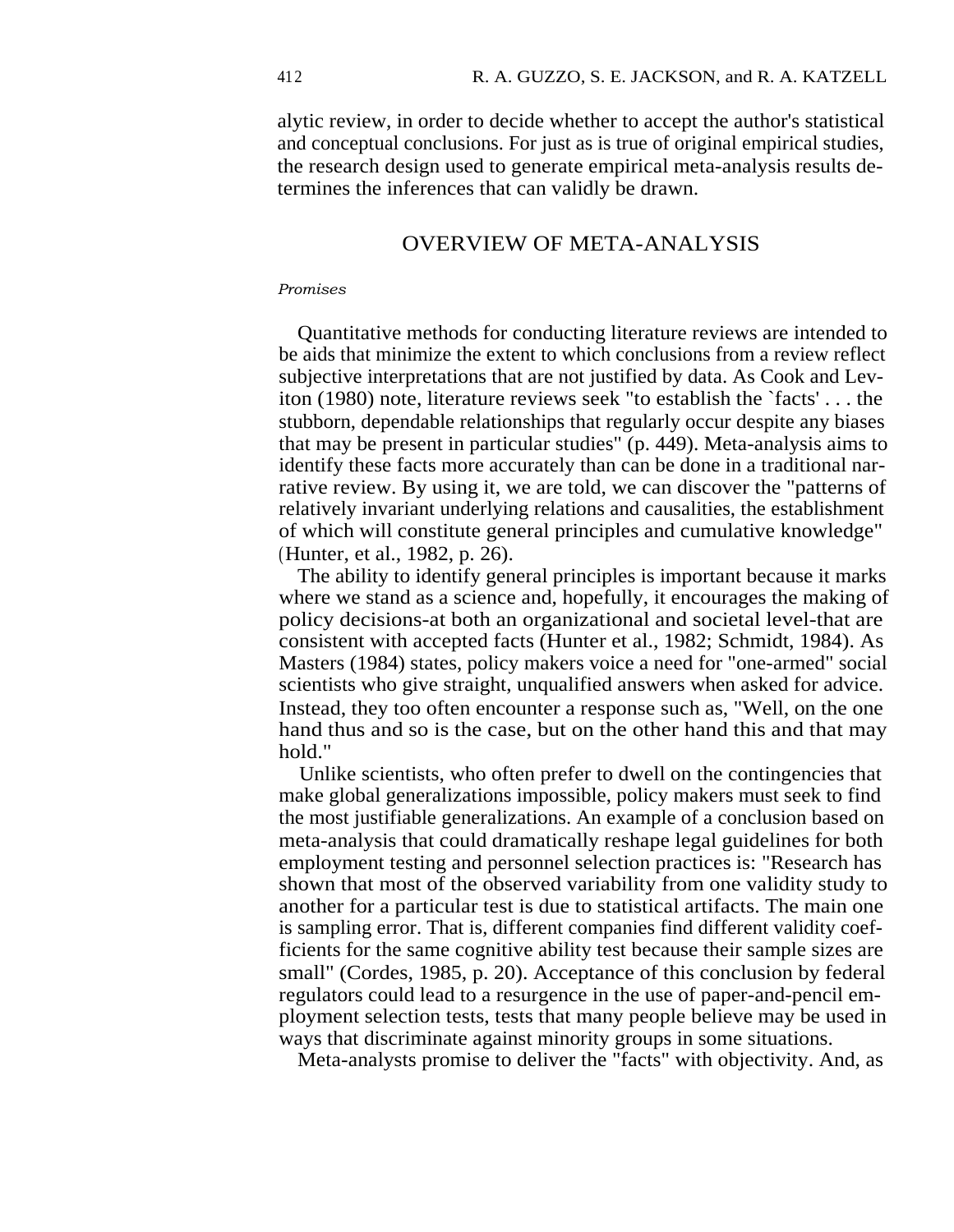alytic review, in order to decide whether to accept the author's statistical and conceptual conclusions. For just as is true of original empirical studies, the research design used to generate empirical meta-analysis results determines the inferences that can validly be drawn.

## OVERVIEW OF META-ANALYSIS

### *Promises*

Quantitative methods for conducting literature reviews are intended to be aids that minimize the extent to which conclusions from a review reflect subjective interpretations that are not justified by data. As Cook and Leviton (1980) note, literature reviews seek "to establish the `facts' . . . the stubborn, dependable relationships that regularly occur despite any biases that may be present in particular studies" (p. 449). Meta-analysis aims to identify these facts more accurately than can be done in a traditional narrative review. By using it, we are told, we can discover the "patterns of relatively invariant underlying relations and causalities, the establishment of which will constitute general principles and cumulative knowledge" (Hunter, et al., 1982, p. 26).

The ability to identify general principles is important because it marks where we stand as a science and, hopefully, it encourages the making of policy decisions-at both an organizational and societal level-that are consistent with accepted facts (Hunter et al., 1982; Schmidt, 1984). As Masters (1984) states, policy makers voice a need for "one-armed" social scientists who give straight, unqualified answers when asked for advice. Instead, they too often encounter a response such as, "Well, on the one hand thus and so is the case, but on the other hand this and that may hold."

Unlike scientists, who often prefer to dwell on the contingencies that make global generalizations impossible, policy makers must seek to find the most justifiable generalizations. An example of a conclusion based on meta-analysis that could dramatically reshape legal guidelines for both employment testing and personnel selection practices is: "Research has shown that most of the observed variability from one validity study to another for a particular test is due to statistical artifacts. The main one is sampling error. That is, different companies find different validity coefficients for the same cognitive ability test because their sample sizes are small" (Cordes, 1985, p. 20). Acceptance of this conclusion by federal regulators could lead to a resurgence in the use of paper-and-pencil employment selection tests, tests that many people believe may be used in ways that discriminate against minority groups in some situations.

Meta-analysts promise to deliver the "facts" with objectivity. And, as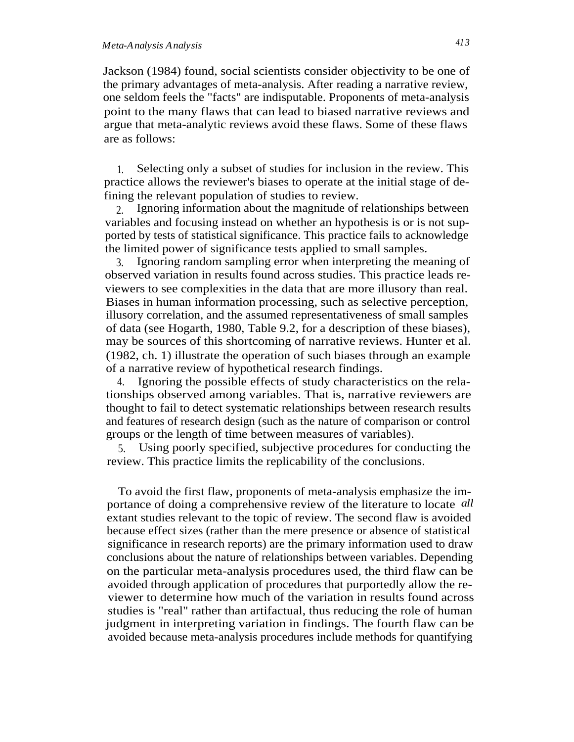Jackson (1984) found, social scientists consider objectivity to be one of the primary advantages of meta-analysis. After reading a narrative review, one seldom feels the "facts" are indisputable. Proponents of meta-analysis point to the many flaws that can lead to biased narrative reviews and argue that meta-analytic reviews avoid these flaws. Some of these flaws are as follows:

1. Selecting only a subset of studies for inclusion in the review. This practice allows the reviewer's biases to operate at the initial stage of defining the relevant population of studies to review.
2. Ignoring information about the magnitude of relationships between variables and focusing instead on whether an hypothesis is or is not supported by tests of statistical significance. This practice fails to acknowledge the limited power of significance tests applied to small samples.
3. Ignoring random sampling error when interpreting the meaning of observed variation in results found across studies. This practice leads reviewers to see complexities in the data that are more illusory than real. Biases in human information processing, such as selective perception, illusory correlation, and the assumed representativeness of small samples of data (see Hogarth, 1980, Table 9.2, for a description of these biases), may be sources of this shortcoming of narrative reviews. Hunter et al. (1982, ch. 1) illustrate the operation of such biases through an example of a narrative review of hypothetical research findings.
4. Ignoring the possible effects of study characteristics on the relationships observed among variables. That is, narrative reviewers are thought to fail to detect systematic relationships between research results and features of research design (such as the nature of comparison or control groups or the length of time between measures of variables).
5. Using poorly specified, subjective procedures for conducting the review. This practice limits the replicability of the conclusions.

To avoid the first flaw, proponents of meta-analysis emphasize the importance of doing a comprehensive review of the literature to locate *all* extant studies relevant to the topic of review. The second flaw is avoided because effect sizes (rather than the mere presence or absence of statistical significance in research reports) are the primary information used to draw conclusions about the nature of relationships between variables. Depending on the particular meta-analysis procedures used, the third flaw can be avoided through application of procedures that purportedly allow the reviewer to determine how much of the variation in results found across studies is "real" rather than artifactual, thus reducing the role of human judgment in interpreting variation in findings. The fourth flaw can be avoided because meta-analysis procedures include methods for quantifying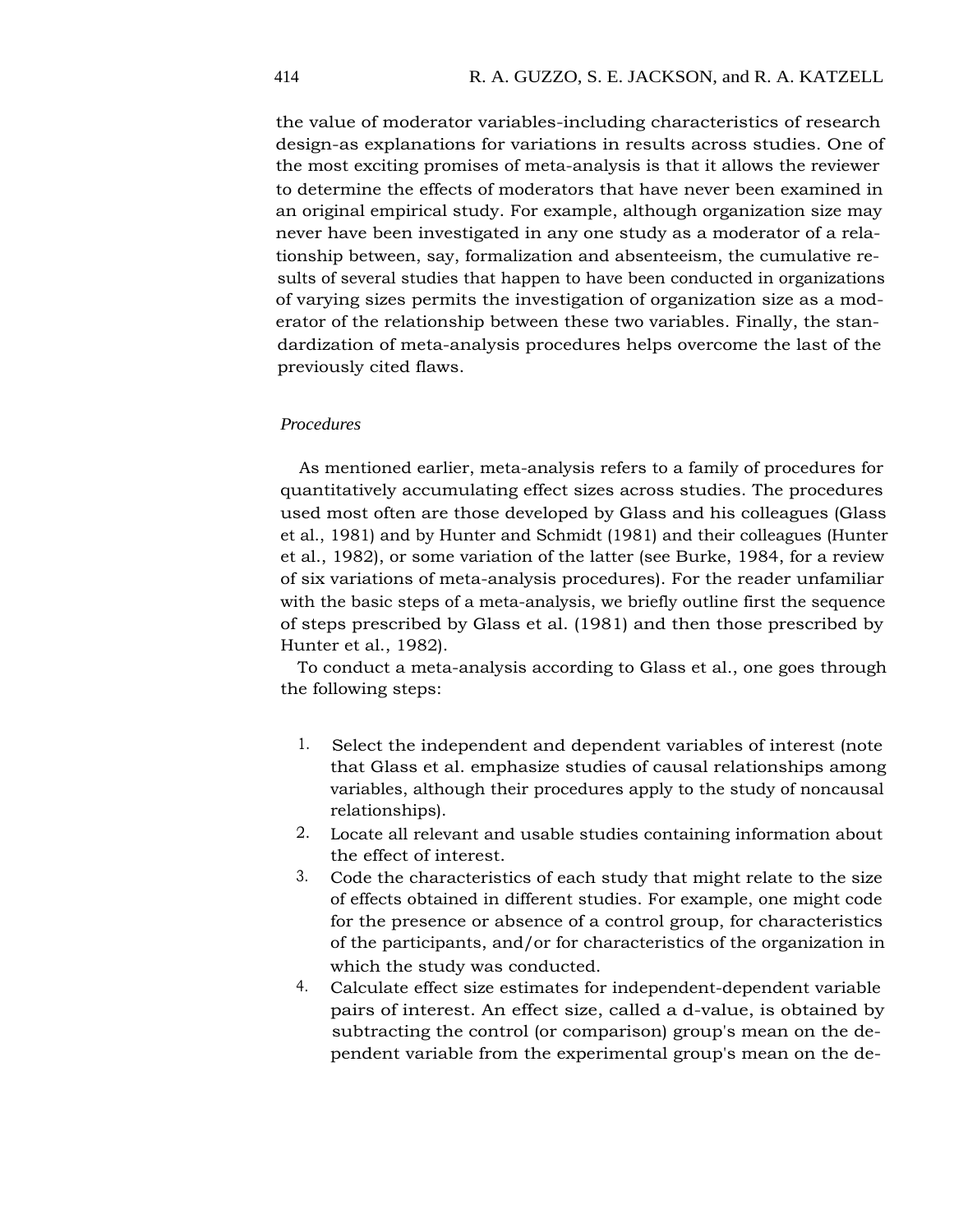the value of moderator variables-including characteristics of research design-as explanations for variations in results across studies. One of the most exciting promises of meta-analysis is that it allows the reviewer to determine the effects of moderators that have never been examined in an original empirical study. For example, although organization size may never have been investigated in any one study as a moderator of a relationship between, say, formalization and absenteeism, the cumulative results of several studies that happen to have been conducted in organizations of varying sizes permits the investigation of organization size as a moderator of the relationship between these two variables. Finally, the standardization of meta-analysis procedures helps overcome the last of the previously cited flaws.

### *Procedures*

As mentioned earlier, meta-analysis refers to a family of procedures for quantitatively accumulating effect sizes across studies. The procedures used most often are those developed by Glass and his colleagues (Glass et al., 1981) and by Hunter and Schmidt (1981) and their colleagues (Hunter et al., 1982), or some variation of the latter (see Burke, 1984, for a review of six variations of meta-analysis procedures). For the reader unfamiliar with the basic steps of a meta-analysis, we briefly outline first the sequence of steps prescribed by Glass et al. (1981) and then those prescribed by Hunter et al., 1982).

To conduct a meta-analysis according to Glass et al., one goes through the following steps:

1. Select the independent and dependent variables of interest (note that Glass et al. emphasize studies of causal relationships among variables, although their procedures apply to the study of noncausal relationships).
2. Locate all relevant and usable studies containing information about the effect of interest.
3. Code the characteristics of each study that might relate to the size of effects obtained in different studies. For example, one might code for the presence or absence of a control group, for characteristics of the participants, and/or for characteristics of the organization in which the study was conducted.
4. Calculate effect size estimates for independent-dependent variable pairs of interest. An effect size, called a d-value, is obtained by subtracting the control (or comparison) group's mean on the dependent variable from the experimental group's mean on the de-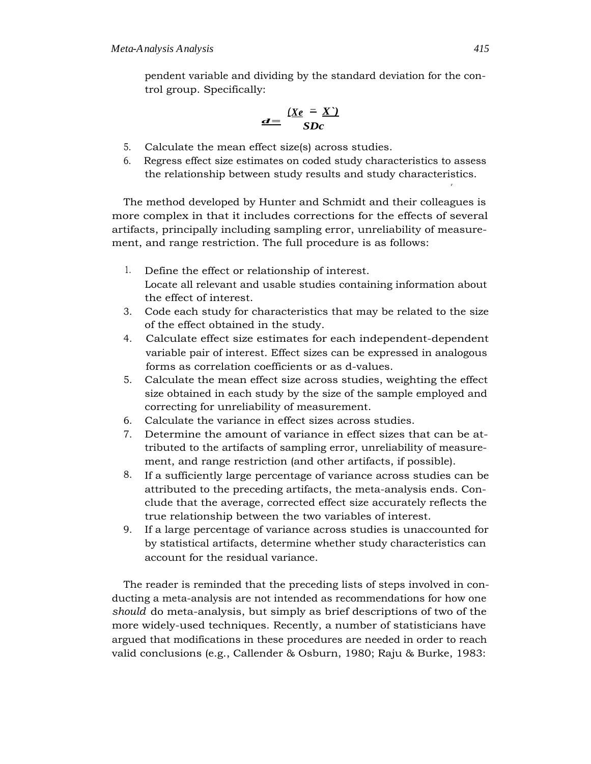pendent variable and dividing by the standard deviation for the control group. Specifically:

$$d = \frac{(X_e - X_c)}{SD_c}$$

5. Calculate the mean effect size(s) across studies.
6. Regress effect size estimates on coded study characteristics to assess the relationship between study results and study characteristics.

The method developed by Hunter and Schmidt and their colleagues is more complex in that it includes corrections for the effects of several artifacts, principally including sampling error, unreliability of measurement, and range restriction. The full procedure is as follows:

1. Define the effect or relationship of interest.
2. Locate all relevant and usable studies containing information about the effect of interest.
3. Code each study for characteristics that may be related to the size of the effect obtained in the study.
4. Calculate effect size estimates for each independent-dependent variable pair of interest. Effect sizes can be expressed in analogous forms as correlation coefficients or as d-values.
5. Calculate the mean effect size across studies, weighting the effect size obtained in each study by the size of the sample employed and correcting for unreliability of measurement.
6. Calculate the variance in effect sizes across studies.
7. Determine the amount of variance in effect sizes that can be attributed to the artifacts of sampling error, unreliability of measurement, and range restriction (and other artifacts, if possible).
8. If a sufficiently large percentage of variance across studies can be attributed to the preceding artifacts, the meta-analysis ends. Conclude that the average, corrected effect size accurately reflects the true relationship between the two variables of interest.
9. If a large percentage of variance across studies is unaccounted for by statistical artifacts, determine whether study characteristics can account for the residual variance.

The reader is reminded that the preceding lists of steps involved in conducting a meta-analysis are not intended as recommendations for how one *should* do meta-analysis, but simply as brief descriptions of two of the more widely-used techniques. Recently, a number of statisticians have argued that modifications in these procedures are needed in order to reach valid conclusions (e.g., Callender & Osburn, 1980; Raju & Burke, 1983: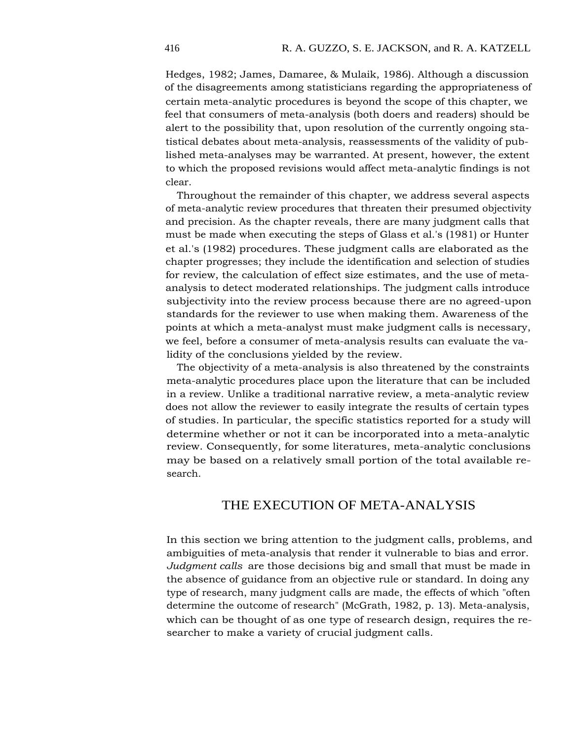Hedges, 1982; James, Damaree, & Mulaik, 1986). Although a discussion of the disagreements among statisticians regarding the appropriateness of certain meta-analytic procedures is beyond the scope of this chapter, we feel that consumers of meta-analysis (both doers and readers) should be alert to the possibility that, upon resolution of the currently ongoing statistical debates about meta-analysis, reassessments of the validity of published meta-analyses may be warranted. At present, however, the extent to which the proposed revisions would affect meta-analytic findings is not clear.

Throughout the remainder of this chapter, we address several aspects of meta-analytic review procedures that threaten their presumed objectivity and precision. As the chapter reveals, there are many judgment calls that must be made when executing the steps of Glass et al.'s (1981) or Hunter et al.'s (1982) procedures. These judgment calls are elaborated as the chapter progresses; they include the identification and selection of studies for review, the calculation of effect size estimates, and the use of meta-analysis to detect moderated relationships. The judgment calls introduce subjectivity into the review process because there are no agreed-upon standards for the reviewer to use when making them. Awareness of the points at which a meta-analyst must make judgment calls is necessary, we feel, before a consumer of meta-analysis results can evaluate the validity of the conclusions yielded by the review.

The objectivity of a meta-analysis is also threatened by the constraints meta-analytic procedures place upon the literature that can be included in a review. Unlike a traditional narrative review, a meta-analytic review does not allow the reviewer to easily integrate the results of certain types of studies. In particular, the specific statistics reported for a study will determine whether or not it can be incorporated into a meta-analytic review. Consequently, for some literatures, meta-analytic conclusions may be based on a relatively small portion of the total available research.

## THE EXECUTION OF META-ANALYSIS

In this section we bring attention to the judgment calls, problems, and ambiguities of meta-analysis that render it vulnerable to bias and error. *Judgment calls* are those decisions big and small that must be made in the absence of guidance from an objective rule or standard. In doing any type of research, many judgment calls are made, the effects of which "often determine the outcome of research" (McGrath, 1982, p. 13). Meta-analysis, which can be thought of as one type of research design, requires the researcher to make a variety of crucial judgment calls.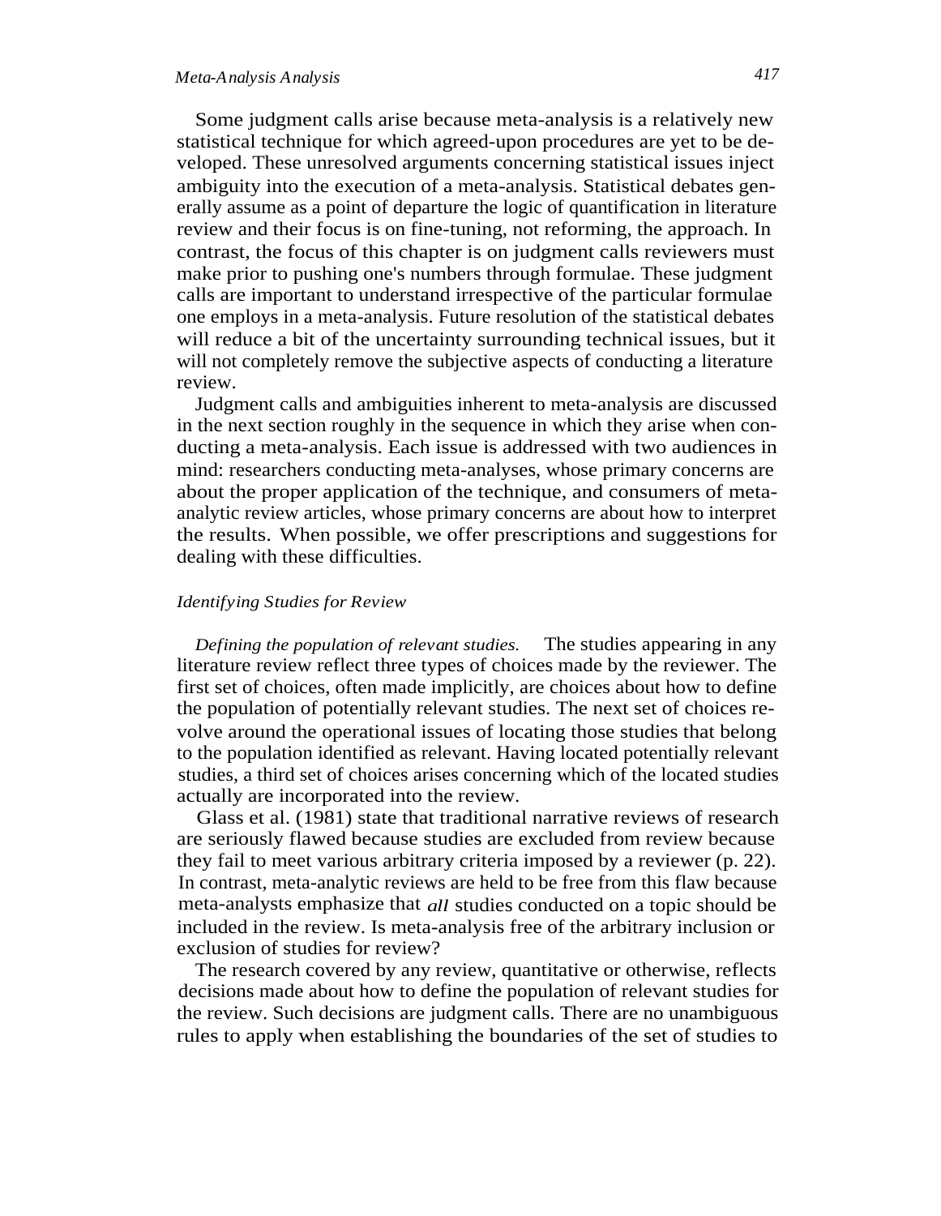Some judgment calls arise because meta-analysis is a relatively new statistical technique for which agreed-upon procedures are yet to be developed. These unresolved arguments concerning statistical issues inject ambiguity into the execution of a meta-analysis. Statistical debates generally assume as a point of departure the logic of quantification in literature review and their focus is on fine-tuning, not reforming, the approach. In contrast, the focus of this chapter is on judgment calls reviewers must make prior to pushing one's numbers through formulae. These judgment calls are important to understand irrespective of the particular formulae one employs in a meta-analysis. Future resolution of the statistical debates will reduce a bit of the uncertainty surrounding technical issues, but it will not completely remove the subjective aspects of conducting a literature review.

Judgment calls and ambiguities inherent to meta-analysis are discussed in the next section roughly in the sequence in which they arise when conducting a meta-analysis. Each issue is addressed with two audiences in mind: researchers conducting meta-analyses, whose primary concerns are about the proper application of the technique, and consumers of meta-analytic review articles, whose primary concerns are about how to interpret the results. When possible, we offer prescriptions and suggestions for dealing with these difficulties.

### *Identifying Studies for Review*

*Defining the population of relevant studies.* The studies appearing in any literature review reflect three types of choices made by the reviewer. The first set of choices, often made implicitly, are choices about how to define the population of potentially relevant studies. The next set of choices revolve around the operational issues of locating those studies that belong to the population identified as relevant. Having located potentially relevant studies, a third set of choices arises concerning which of the located studies actually are incorporated into the review.

Glass et al. (1981) state that traditional narrative reviews of research are seriously flawed because studies are excluded from review because they fail to meet various arbitrary criteria imposed by a reviewer (p. 22). In contrast, meta-analytic reviews are held to be free from this flaw because meta-analysts emphasize that *all* studies conducted on a topic should be included in the review. Is meta-analysis free of the arbitrary inclusion or exclusion of studies for review?

The research covered by any review, quantitative or otherwise, reflects decisions made about how to define the population of relevant studies for the review. Such decisions are judgment calls. There are no unambiguous rules to apply when establishing the boundaries of the set of studies to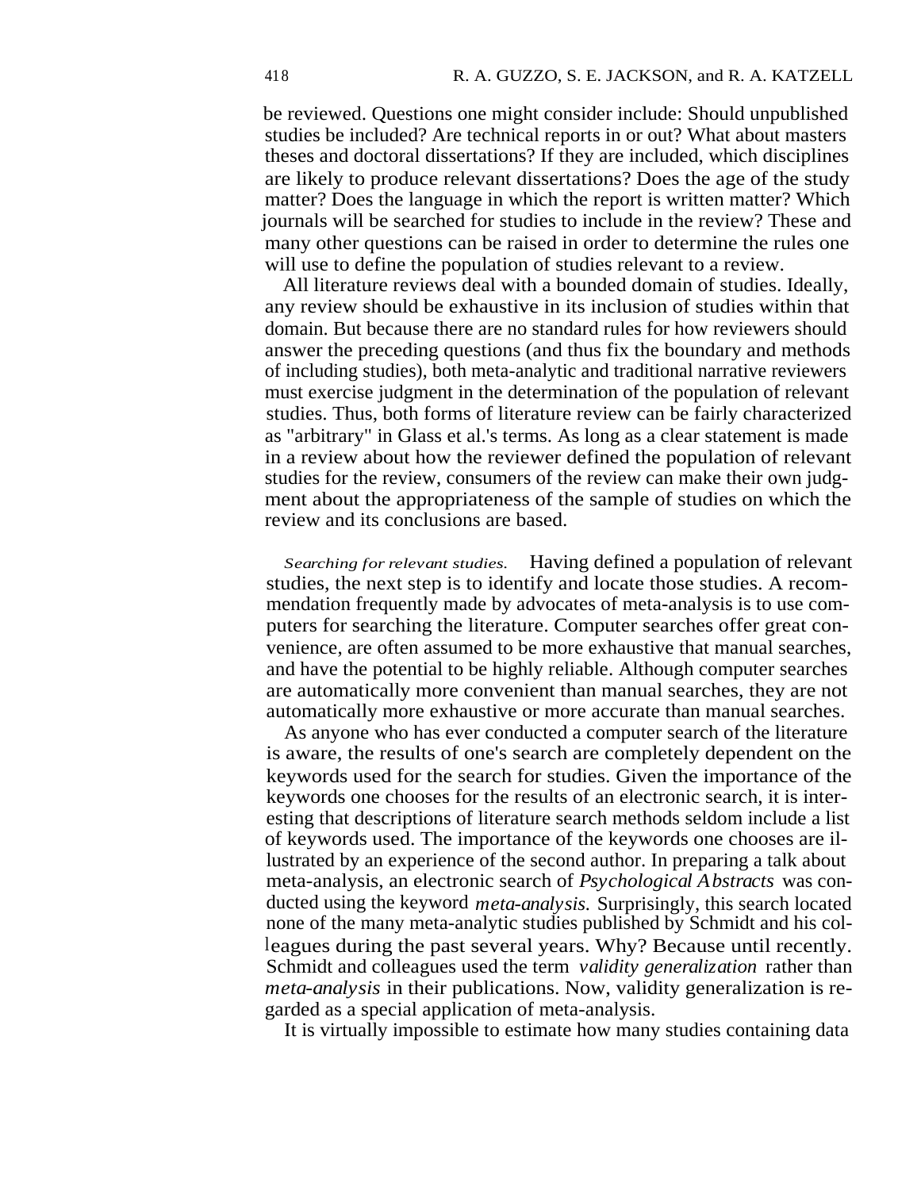be reviewed. Questions one might consider include: Should unpublished studies be included? Are technical reports in or out? What about masters theses and doctoral dissertations? If they are included, which disciplines are likely to produce relevant dissertations? Does the age of the study matter? Does the language in which the report is written matter? Which journals will be searched for studies to include in the review? These and many other questions can be raised in order to determine the rules one will use to define the population of studies relevant to a review.

All literature reviews deal with a bounded domain of studies. Ideally, any review should be exhaustive in its inclusion of studies within that domain. But because there are no standard rules for how reviewers should answer the preceding questions (and thus fix the boundary and methods of including studies), both meta-analytic and traditional narrative reviewers must exercise judgment in the determination of the population of relevant studies. Thus, both forms of literature review can be fairly characterized as "arbitrary" in Glass et al.'s terms. As long as a clear statement is made in a review about how the reviewer defined the population of relevant studies for the review, consumers of the review can make their own judgment about the appropriateness of the sample of studies on which the review and its conclusions are based.

*Searching for relevant studies.* Having defined a population of relevant studies, the next step is to identify and locate those studies. A recommendation frequently made by advocates of meta-analysis is to use computers for searching the literature. Computer searches offer great convenience, are often assumed to be more exhaustive that manual searches, and have the potential to be highly reliable. Although computer searches are automatically more convenient than manual searches, they are not automatically more exhaustive or more accurate than manual searches.

As anyone who has ever conducted a computer search of the literature is aware, the results of one's search are completely dependent on the keywords used for the search for studies. Given the importance of the keywords one chooses for the results of an electronic search, it is interesting that descriptions of literature search methods seldom include a list of keywords used. The importance of the keywords one chooses are illustrated by an experience of the second author. In preparing a talk about meta-analysis, an electronic search of *Psychological Abstracts* was conducted using the keyword *meta-analysis.* Surprisingly, this search located none of the many meta-analytic studies published by Schmidt and his colleagues during the past several years. Why? Because until recently. Schmidt and colleagues used the term *validity generalization* rather than *meta-analysis* in their publications. Now, validity generalization is regarded as a special application of meta-analysis.

It is virtually impossible to estimate how many studies containing data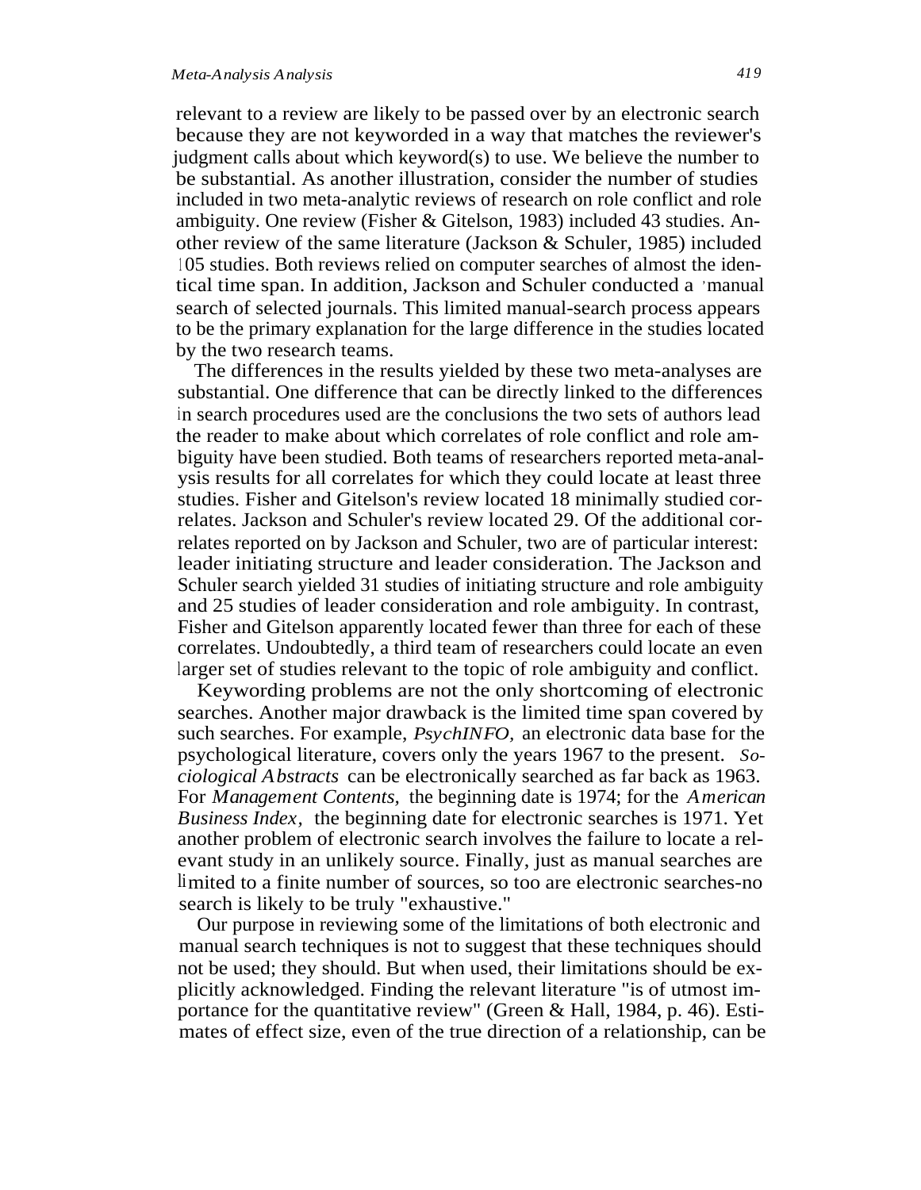relevant to a review are likely to be passed over by an electronic search because they are not keyworded in a way that matches the reviewer's judgment calls about which keyword(s) to use. We believe the number to be substantial. As another illustration, consider the number of studies included in two meta-analytic reviews of research on role conflict and role ambiguity. One review (Fisher & Gitelson, 1983) included 43 studies. Another review of the same literature (Jackson & Schuler, 1985) included 105 studies. Both reviews relied on computer searches of almost the identical time span. In addition, Jackson and Schuler conducted a manual search of selected journals. This limited manual-search process appears to be the primary explanation for the large difference in the studies located by the two research teams.

The differences in the results yielded by these two meta-analyses are substantial. One difference that can be directly linked to the differences in search procedures used are the conclusions the two sets of authors lead the reader to make about which correlates of role conflict and role ambiguity have been studied. Both teams of researchers reported meta-analysis results for all correlates for which they could locate at least three studies. Fisher and Gitelson's review located 18 minimally studied correlates. Jackson and Schuler's review located 29. Of the additional correlates reported on by Jackson and Schuler, two are of particular interest: leader initiating structure and leader consideration. The Jackson and Schuler search yielded 31 studies of initiating structure and role ambiguity and 25 studies of leader consideration and role ambiguity. In contrast, Fisher and Gitelson apparently located fewer than three for each of these correlates. Undoubtedly, a third team of researchers could locate an even larger set of studies relevant to the topic of role ambiguity and conflict.

Keywording problems are not the only shortcoming of electronic searches. Another major drawback is the limited time span covered by such searches. For example, *PsychINFO,* an electronic data base for the psychological literature, covers only the years 1967 to the present. *Sociological Abstracts* can be electronically searched as far back as 1963. For *Management Contents,* the beginning date is 1974; for the *American Business Index,* the beginning date for electronic searches is 1971. Yet another problem of electronic search involves the failure to locate a relevant study in an unlikely source. Finally, just as manual searches are limited to a finite number of sources, so too are electronic searches-no search is likely to be truly "exhaustive."

Our purpose in reviewing some of the limitations of both electronic and manual search techniques is not to suggest that these techniques should not be used; they should. But when used, their limitations should be explicitly acknowledged. Finding the relevant literature "is of utmost importance for the quantitative review" (Green & Hall, 1984, p. 46). Estimates of effect size, even of the true direction of a relationship, can be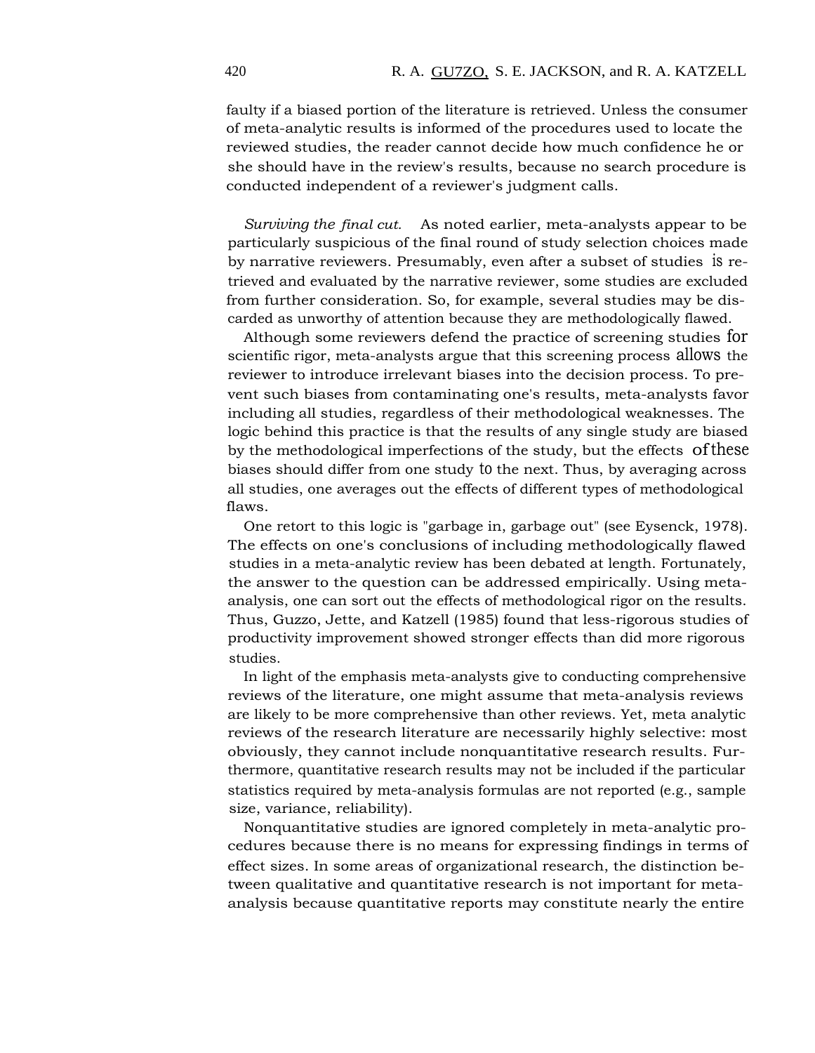faulty if a biased portion of the literature is retrieved. Unless the consumer of meta-analytic results is informed of the procedures used to locate the reviewed studies, the reader cannot decide how much confidence he or she should have in the review's results, because no search procedure is conducted independent of a reviewer's judgment calls.

*Surviving the final cut.* As noted earlier, meta-analysts appear to be particularly suspicious of the final round of study selection choices made by narrative reviewers. Presumably, even after a subset of studies is retrieved and evaluated by the narrative reviewer, some studies are excluded from further consideration. So, for example, several studies may be discarded as unworthy of attention because they are methodologically flawed.

Although some reviewers defend the practice of screening studies for scientific rigor, meta-analysts argue that this screening process allows the reviewer to introduce irrelevant biases into the decision process. To prevent such biases from contaminating one's results, meta-analysts favor including all studies, regardless of their methodological weaknesses. The logic behind this practice is that the results of any single study are biased by the methodological imperfections of the study, but the effects of these biases should differ from one study to the next. Thus, by averaging across all studies, one averages out the effects of different types of methodological flaws.

One retort to this logic is "garbage in, garbage out" (see Eysenck, 1978). The effects on one's conclusions of including methodologically flawed studies in a meta-analytic review has been debated at length. Fortunately, the answer to the question can be addressed empirically. Using meta-analysis, one can sort out the effects of methodological rigor on the results. Thus, Guzzo, Jette, and Katzell (1985) found that less-rigorous studies of productivity improvement showed stronger effects than did more rigorous studies.

In light of the emphasis meta-analysts give to conducting comprehensive reviews of the literature, one might assume that meta-analysis reviews are likely to be more comprehensive than other reviews. Yet, meta analytic reviews of the research literature are necessarily highly selective: most obviously, they cannot include nonquantitative research results. Furthermore, quantitative research results may not be included if the particular statistics required by meta-analysis formulas are not reported (e.g., sample size, variance, reliability).

Nonquantitative studies are ignored completely in meta-analytic procedures because there is no means for expressing findings in terms of effect sizes. In some areas of organizational research, the distinction between qualitative and quantitative research is not important for meta-analysis because quantitative reports may constitute nearly the entire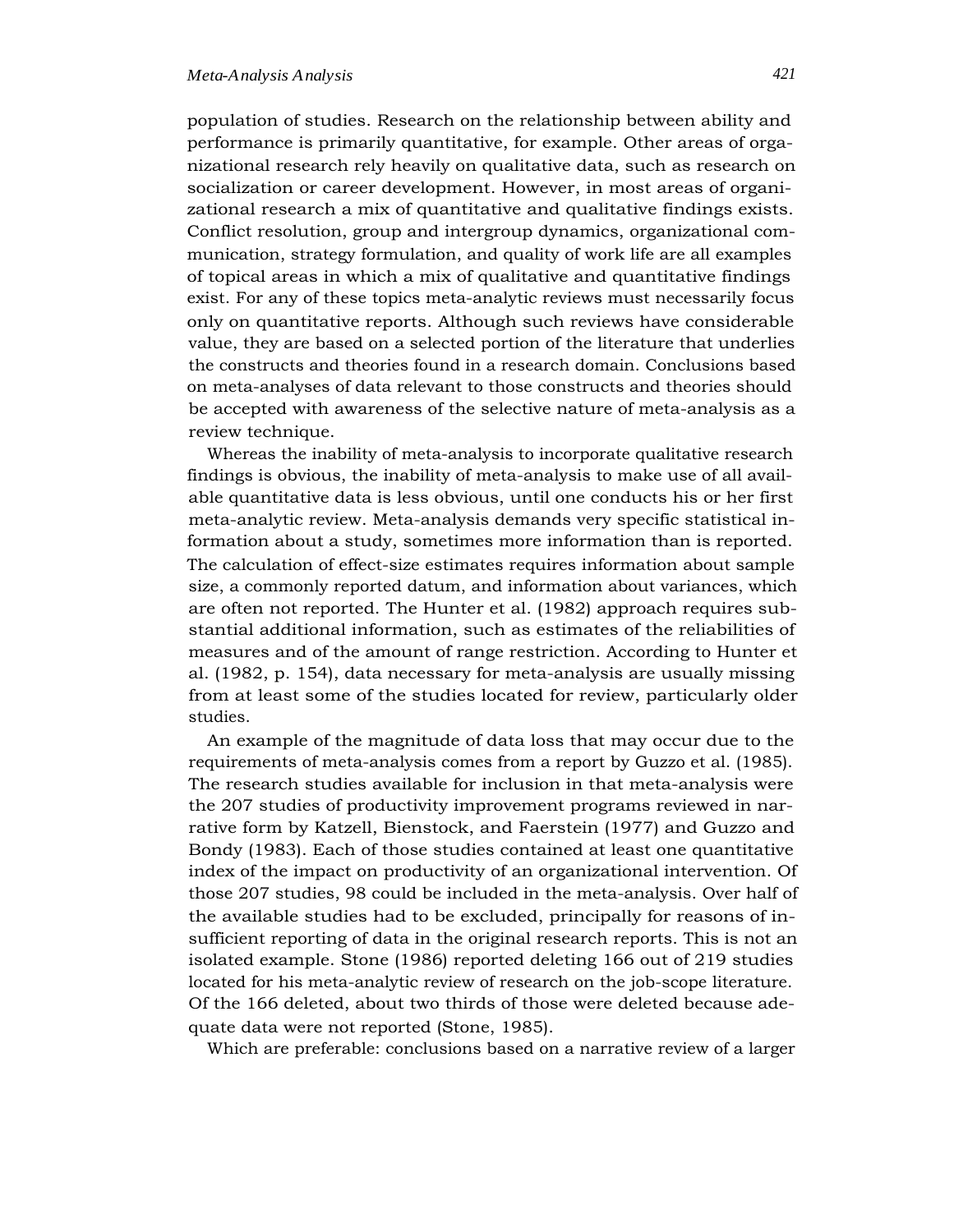population of studies. Research on the relationship between ability and performance is primarily quantitative, for example. Other areas of organizational research rely heavily on qualitative data, such as research on socialization or career development. However, in most areas of organizational research a mix of quantitative and qualitative findings exists. Conflict resolution, group and intergroup dynamics, organizational communication, strategy formulation, and quality of work life are all examples of topical areas in which a mix of qualitative and quantitative findings exist. For any of these topics meta-analytic reviews must necessarily focus only on quantitative reports. Although such reviews have considerable value, they are based on a selected portion of the literature that underlies the constructs and theories found in a research domain. Conclusions based on meta-analyses of data relevant to those constructs and theories should be accepted with awareness of the selective nature of meta-analysis as a review technique.

Whereas the inability of meta-analysis to incorporate qualitative research findings is obvious, the inability of meta-analysis to make use of all available quantitative data is less obvious, until one conducts his or her first meta-analytic review. Meta-analysis demands very specific statistical information about a study, sometimes more information than is reported. The calculation of effect-size estimates requires information about sample size, a commonly reported datum, and information about variances, which are often not reported. The Hunter et al. (1982) approach requires substantial additional information, such as estimates of the reliabilities of measures and of the amount of range restriction. According to Hunter et al. (1982, p. 154), data necessary for meta-analysis are usually missing from at least some of the studies located for review, particularly older studies.

An example of the magnitude of data loss that may occur due to the requirements of meta-analysis comes from a report by Guzzo et al. (1985). The research studies available for inclusion in that meta-analysis were the 207 studies of productivity improvement programs reviewed in narrative form by Katzell, Bienstock, and Faerstein (1977) and Guzzo and Bondy (1983). Each of those studies contained at least one quantitative index of the impact on productivity of an organizational intervention. Of those 207 studies, 98 could be included in the meta-analysis. Over half of the available studies had to be excluded, principally for reasons of insufficient reporting of data in the original research reports. This is not an isolated example. Stone (1986) reported deleting 166 out of 219 studies located for his meta-analytic review of research on the job-scope literature. Of the 166 deleted, about two thirds of those were deleted because adequate data were not reported (Stone, 1985).

Which are preferable: conclusions based on a narrative review of a larger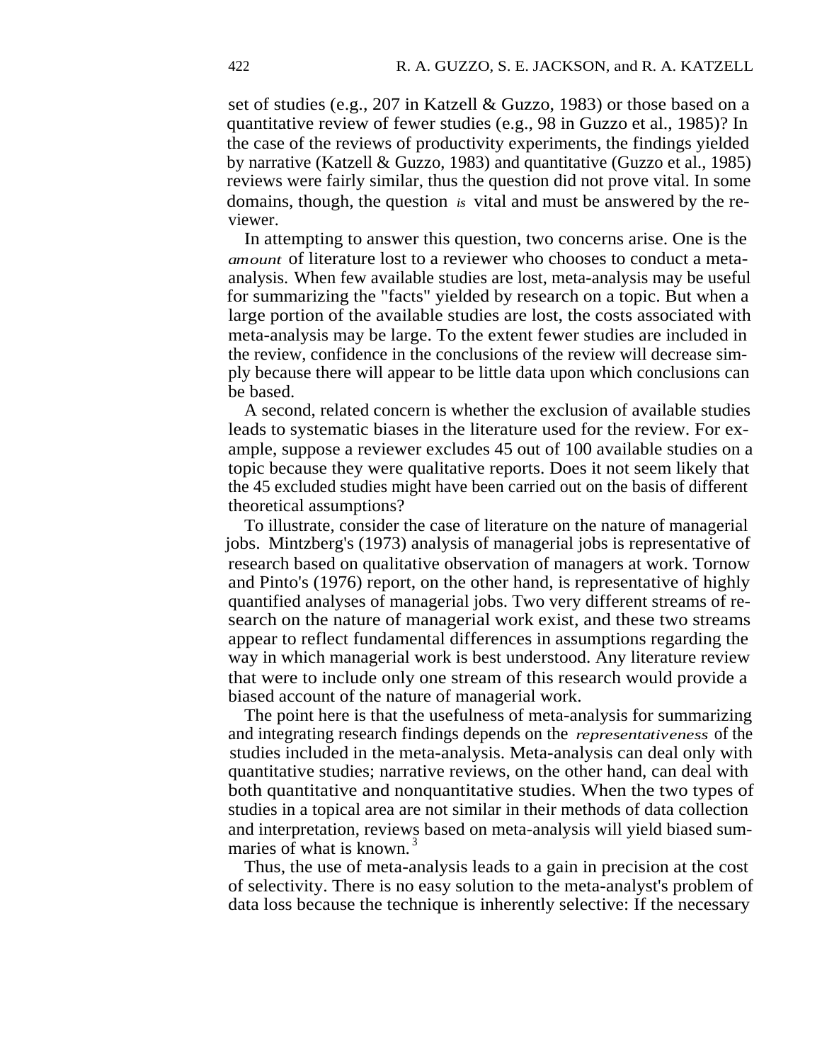set of studies (e.g., 207 in Katzell & Guzzo, 1983) or those based on a quantitative review of fewer studies (e.g., 98 in Guzzo et al., 1985)? In the case of the reviews of productivity experiments, the findings yielded by narrative (Katzell & Guzzo, 1983) and quantitative (Guzzo et al., 1985) reviews were fairly similar, thus the question did not prove vital. In some domains, though, the question *is* vital and must be answered by the reviewer.

In attempting to answer this question, two concerns arise. One is the *amount* of literature lost to a reviewer who chooses to conduct a meta-analysis. When few available studies are lost, meta-analysis may be useful for summarizing the "facts" yielded by research on a topic. But when a large portion of the available studies are lost, the costs associated with meta-analysis may be large. To the extent fewer studies are included in the review, confidence in the conclusions of the review will decrease simply because there will appear to be little data upon which conclusions can be based.

A second, related concern is whether the exclusion of available studies leads to systematic biases in the literature used for the review. For example, suppose a reviewer excludes 45 out of 100 available studies on a topic because they were qualitative reports. Does it not seem likely that the 45 excluded studies might have been carried out on the basis of different theoretical assumptions?

To illustrate, consider the case of literature on the nature of managerial jobs. Mintzberg's (1973) analysis of managerial jobs is representative of research based on qualitative observation of managers at work. Tornow and Pinto's (1976) report, on the other hand, is representative of highly quantified analyses of managerial jobs. Two very different streams of research on the nature of managerial work exist, and these two streams appear to reflect fundamental differences in assumptions regarding the way in which managerial work is best understood. Any literature review that were to include only one stream of this research would provide a biased account of the nature of managerial work.

The point here is that the usefulness of meta-analysis for summarizing and integrating research findings depends on the *representativeness* of the studies included in the meta-analysis. Meta-analysis can deal only with quantitative studies; narrative reviews, on the other hand, can deal with both quantitative and nonquantitative studies. When the two types of studies in a topical area are not similar in their methods of data collection and interpretation, reviews based on meta-analysis will yield biased summaries of what is known.[3]

Thus, the use of meta-analysis leads to a gain in precision at the cost of selectivity. There is no easy solution to the meta-analyst's problem of data loss because the technique is inherently selective: If the necessary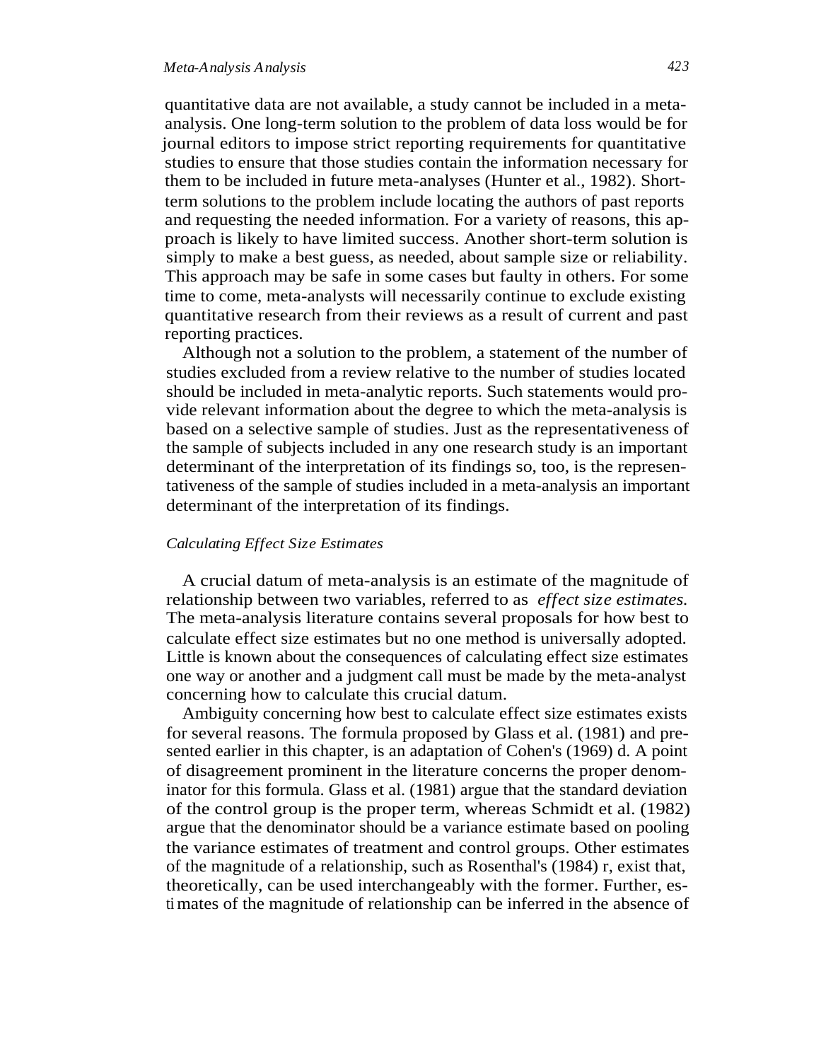quantitative data are not available, a study cannot be included in a meta-analysis. One long-term solution to the problem of data loss would be for journal editors to impose strict reporting requirements for quantitative studies to ensure that those studies contain the information necessary for them to be included in future meta-analyses (Hunter et al., 1982). Short-term solutions to the problem include locating the authors of past reports and requesting the needed information. For a variety of reasons, this approach is likely to have limited success. Another short-term solution is simply to make a best guess, as needed, about sample size or reliability. This approach may be safe in some cases but faulty in others. For some time to come, meta-analysts will necessarily continue to exclude existing quantitative research from their reviews as a result of current and past reporting practices.

Although not a solution to the problem, a statement of the number of studies excluded from a review relative to the number of studies located should be included in meta-analytic reports. Such statements would provide relevant information about the degree to which the meta-analysis is based on a selective sample of studies. Just as the representativeness of the sample of subjects included in any one research study is an important determinant of the interpretation of its findings so, too, is the representativeness of the sample of studies included in a meta-analysis an important determinant of the interpretation of its findings.

### *Calculating Effect Size Estimates*

A crucial datum of meta-analysis is an estimate of the magnitude of relationship between two variables, referred to as *effect size estimates.* The meta-analysis literature contains several proposals for how best to calculate effect size estimates but no one method is universally adopted. Little is known about the consequences of calculating effect size estimates one way or another and a judgment call must be made by the meta-analyst concerning how to calculate this crucial datum.

Ambiguity concerning how best to calculate effect size estimates exists for several reasons. The formula proposed by Glass et al. (1981) and presented earlier in this chapter, is an adaptation of Cohen's (1969) d. A point of disagreement prominent in the literature concerns the proper denominator for this formula. Glass et al. (1981) argue that the standard deviation of the control group is the proper term, whereas Schmidt et al. (1982) argue that the denominator should be a variance estimate based on pooling the variance estimates of treatment and control groups. Other estimates of the magnitude of a relationship, such as Rosenthal's (1984) r, exist that, theoretically, can be used interchangeably with the former. Further, estimates of the magnitude of relationship can be inferred in the absence of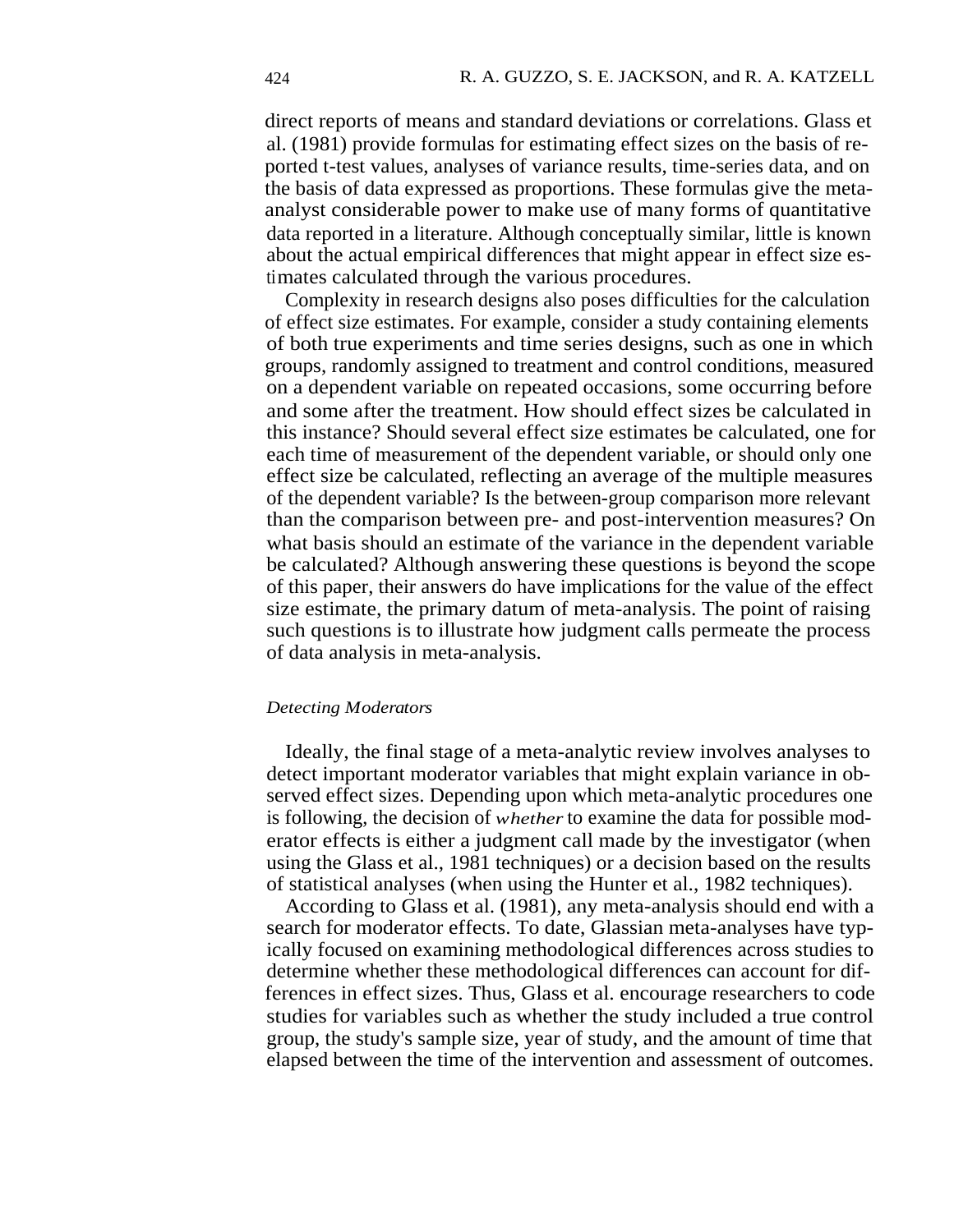direct reports of means and standard deviations or correlations. Glass et al. (1981) provide formulas for estimating effect sizes on the basis of reported t-test values, analyses of variance results, time-series data, and on the basis of data expressed as proportions. These formulas give the meta-analyst considerable power to make use of many forms of quantitative data reported in a literature. Although conceptually similar, little is known about the actual empirical differences that might appear in effect size estimates calculated through the various procedures.

Complexity in research designs also poses difficulties for the calculation of effect size estimates. For example, consider a study containing elements of both true experiments and time series designs, such as one in which groups, randomly assigned to treatment and control conditions, measured on a dependent variable on repeated occasions, some occurring before and some after the treatment. How should effect sizes be calculated in this instance? Should several effect size estimates be calculated, one for each time of measurement of the dependent variable, or should only one effect size be calculated, reflecting an average of the multiple measures of the dependent variable? Is the between-group comparison more relevant than the comparison between pre- and post-intervention measures? On what basis should an estimate of the variance in the dependent variable be calculated? Although answering these questions is beyond the scope of this paper, their answers do have implications for the value of the effect size estimate, the primary datum of meta-analysis. The point of raising such questions is to illustrate how judgment calls permeate the process of data analysis in meta-analysis.

### *Detecting Moderators*

Ideally, the final stage of a meta-analytic review involves analyses to detect important moderator variables that might explain variance in observed effect sizes. Depending upon which meta-analytic procedures one is following, the decision of *whether* to examine the data for possible moderator effects is either a judgment call made by the investigator (when using the Glass et al., 1981 techniques) or a decision based on the results of statistical analyses (when using the Hunter et al., 1982 techniques).

According to Glass et al. (1981), any meta-analysis should end with a search for moderator effects. To date, Glassian meta-analyses have typically focused on examining methodological differences across studies to determine whether these methodological differences can account for differences in effect sizes. Thus, Glass et al. encourage researchers to code studies for variables such as whether the study included a true control group, the study's sample size, year of study, and the amount of time that elapsed between the time of the intervention and assessment of outcomes.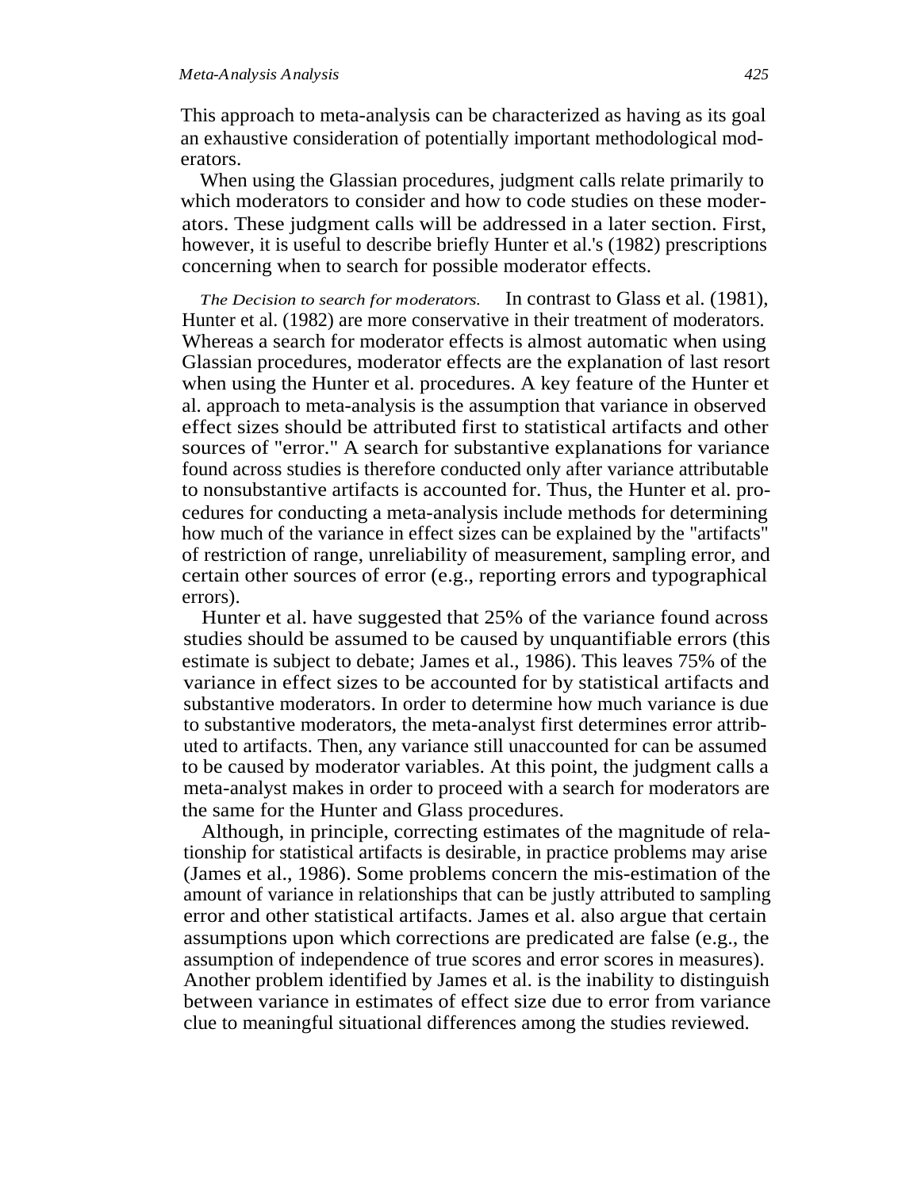This approach to meta-analysis can be characterized as having as its goal an exhaustive consideration of potentially important methodological moderators.

When using the Glassian procedures, judgment calls relate primarily to which moderators to consider and how to code studies on these moderators. These judgment calls will be addressed in a later section. First, however, it is useful to describe briefly Hunter et al.'s (1982) prescriptions concerning when to search for possible moderator effects.

*The Decision to search for moderators.* In contrast to Glass et al. (1981), Hunter et al. (1982) are more conservative in their treatment of moderators. Whereas a search for moderator effects is almost automatic when using Glassian procedures, moderator effects are the explanation of last resort when using the Hunter et al. procedures. A key feature of the Hunter et al. approach to meta-analysis is the assumption that variance in observed effect sizes should be attributed first to statistical artifacts and other sources of "error." A search for substantive explanations for variance found across studies is therefore conducted only after variance attributable to nonsubstantive artifacts is accounted for. Thus, the Hunter et al. procedures for conducting a meta-analysis include methods for determining how much of the variance in effect sizes can be explained by the "artifacts" of restriction of range, unreliability of measurement, sampling error, and certain other sources of error (e.g., reporting errors and typographical errors).

Hunter et al. have suggested that 25% of the variance found across studies should be assumed to be caused by unquantifiable errors (this estimate is subject to debate; James et al., 1986). This leaves 75% of the variance in effect sizes to be accounted for by statistical artifacts and substantive moderators. In order to determine how much variance is due to substantive moderators, the meta-analyst first determines error attributed to artifacts. Then, any variance still unaccounted for can be assumed to be caused by moderator variables. At this point, the judgment calls a meta-analyst makes in order to proceed with a search for moderators are the same for the Hunter and Glass procedures.

Although, in principle, correcting estimates of the magnitude of relationship for statistical artifacts is desirable, in practice problems may arise (James et al., 1986). Some problems concern the mis-estimation of the amount of variance in relationships that can be justly attributed to sampling error and other statistical artifacts. James et al. also argue that certain assumptions upon which corrections are predicated are false (e.g., the assumption of independence of true scores and error scores in measures). Another problem identified by James et al. is the inability to distinguish between variance in estimates of effect size due to error from variance clue to meaningful situational differences among the studies reviewed.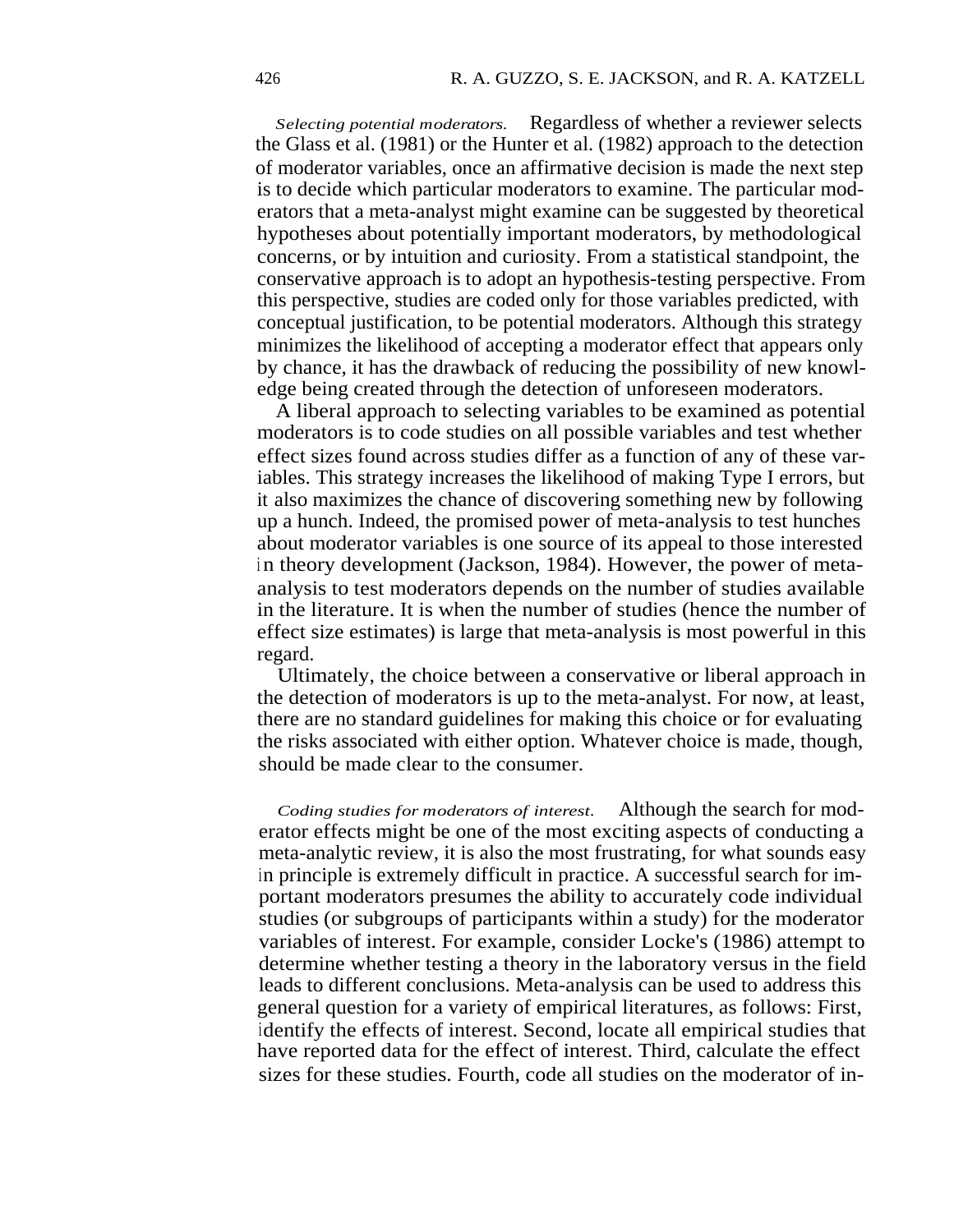*Selecting potential moderators.* Regardless of whether a reviewer selects the Glass et al. (1981) or the Hunter et al. (1982) approach to the detection of moderator variables, once an affirmative decision is made the next step is to decide which particular moderators to examine. The particular moderators that a meta-analyst might examine can be suggested by theoretical hypotheses about potentially important moderators, by methodological concerns, or by intuition and curiosity. From a statistical standpoint, the conservative approach is to adopt an hypothesis-testing perspective. From this perspective, studies are coded only for those variables predicted, with conceptual justification, to be potential moderators. Although this strategy minimizes the likelihood of accepting a moderator effect that appears only by chance, it has the drawback of reducing the possibility of new knowledge being created through the detection of unforeseen moderators.

A liberal approach to selecting variables to be examined as potential moderators is to code studies on all possible variables and test whether effect sizes found across studies differ as a function of any of these variables. This strategy increases the likelihood of making Type I errors, but it also maximizes the chance of discovering something new by following up a hunch. Indeed, the promised power of meta-analysis to test hunches about moderator variables is one source of its appeal to those interested in theory development (Jackson, 1984). However, the power of meta-analysis to test moderators depends on the number of studies available in the literature. It is when the number of studies (hence the number of effect size estimates) is large that meta-analysis is most powerful in this regard.

Ultimately, the choice between a conservative or liberal approach in the detection of moderators is up to the meta-analyst. For now, at least, there are no standard guidelines for making this choice or for evaluating the risks associated with either option. Whatever choice is made, though, should be made clear to the consumer.

*Coding studies for moderators of interest.* Although the search for moderator effects might be one of the most exciting aspects of conducting a meta-analytic review, it is also the most frustrating, for what sounds easy in principle is extremely difficult in practice. A successful search for important moderators presumes the ability to accurately code individual studies (or subgroups of participants within a study) for the moderator variables of interest. For example, consider Locke's (1986) attempt to determine whether testing a theory in the laboratory versus in the field leads to different conclusions. Meta-analysis can be used to address this general question for a variety of empirical literatures, as follows: First, identify the effects of interest. Second, locate all empirical studies that have reported data for the effect of interest. Third, calculate the effect sizes for these studies. Fourth, code all studies on the moderator of in-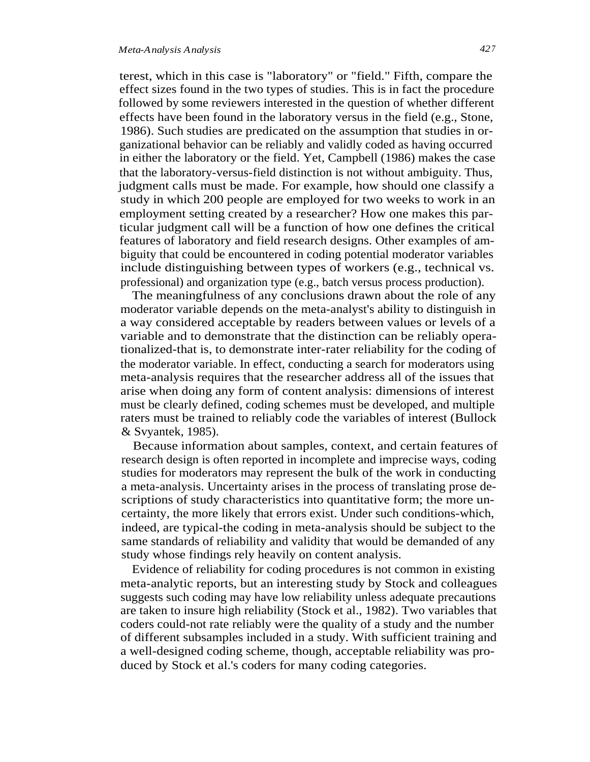terest, which in this case is "laboratory" or "field." Fifth, compare the effect sizes found in the two types of studies. This is in fact the procedure followed by some reviewers interested in the question of whether different effects have been found in the laboratory versus in the field (e.g., Stone, 1986). Such studies are predicated on the assumption that studies in organizational behavior can be reliably and validly coded as having occurred in either the laboratory or the field. Yet, Campbell (1986) makes the case that the laboratory-versus-field distinction is not without ambiguity. Thus, judgment calls must be made. For example, how should one classify a study in which 200 people are employed for two weeks to work in an employment setting created by a researcher? How one makes this particular judgment call will be a function of how one defines the critical features of laboratory and field research designs. Other examples of ambiguity that could be encountered in coding potential moderator variables include distinguishing between types of workers (e.g., technical vs. professional) and organization type (e.g., batch versus process production).

The meaningfulness of any conclusions drawn about the role of any moderator variable depends on the meta-analyst's ability to distinguish in a way considered acceptable by readers between values or levels of a variable and to demonstrate that the distinction can be reliably operationalized-that is, to demonstrate inter-rater reliability for the coding of the moderator variable. In effect, conducting a search for moderators using meta-analysis requires that the researcher address all of the issues that arise when doing any form of content analysis: dimensions of interest must be clearly defined, coding schemes must be developed, and multiple raters must be trained to reliably code the variables of interest (Bullock & Svyantek, 1985).

Because information about samples, context, and certain features of research design is often reported in incomplete and imprecise ways, coding studies for moderators may represent the bulk of the work in conducting a meta-analysis. Uncertainty arises in the process of translating prose descriptions of study characteristics into quantitative form; the more uncertainty, the more likely that errors exist. Under such conditions-which, indeed, are typical-the coding in meta-analysis should be subject to the same standards of reliability and validity that would be demanded of any study whose findings rely heavily on content analysis.

Evidence of reliability for coding procedures is not common in existing meta-analytic reports, but an interesting study by Stock and colleagues suggests such coding may have low reliability unless adequate precautions are taken to insure high reliability (Stock et al., 1982). Two variables that coders could-not rate reliably were the quality of a study and the number of different subsamples included in a study. With sufficient training and a well-designed coding scheme, though, acceptable reliability was produced by Stock et al.'s coders for many coding categories.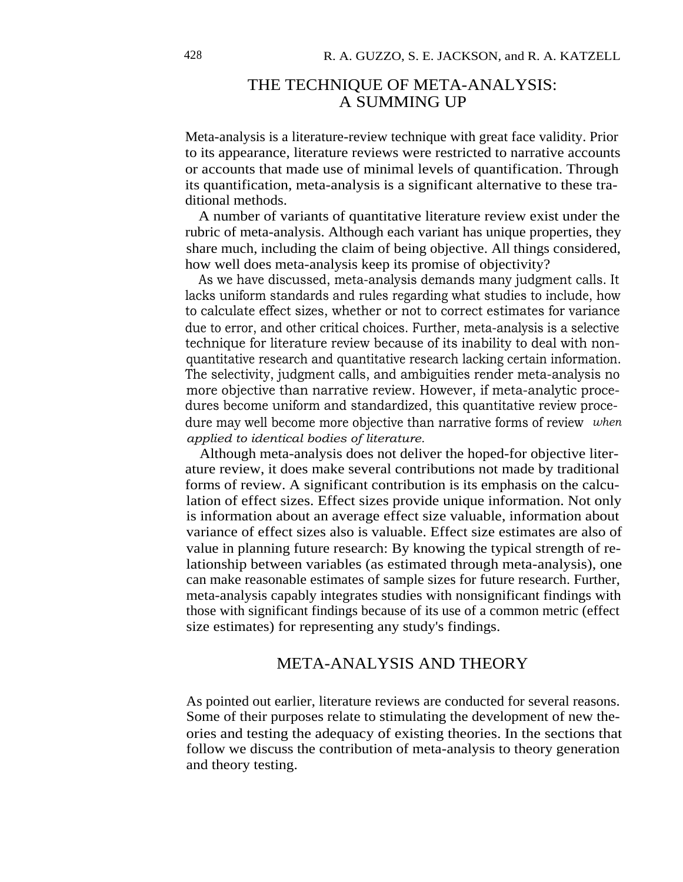## THE TECHNIQUE OF META-ANALYSIS: A SUMMING UP

Meta-analysis is a literature-review technique with great face validity. Prior to its appearance, literature reviews were restricted to narrative accounts or accounts that made use of minimal levels of quantification. Through its quantification, meta-analysis is a significant alternative to these traditional methods.

A number of variants of quantitative literature review exist under the rubric of meta-analysis. Although each variant has unique properties, they share much, including the claim of being objective. All things considered, how well does meta-analysis keep its promise of objectivity?

As we have discussed, meta-analysis demands many judgment calls. It lacks uniform standards and rules regarding what studies to include, how to calculate effect sizes, whether or not to correct estimates for variance due to error, and other critical choices. Further, meta-analysis is a selective technique for literature review because of its inability to deal with non-quantitative research and quantitative research lacking certain information. The selectivity, judgment calls, and ambiguities render meta-analysis no more objective than narrative review. However, if meta-analytic procedures become uniform and standardized, this quantitative review procedure may well become more objective than narrative forms of review *when applied to identical bodies of literature.*

Although meta-analysis does not deliver the hoped-for objective literature review, it does make several contributions not made by traditional forms of review. A significant contribution is its emphasis on the calculation of effect sizes. Effect sizes provide unique information. Not only is information about an average effect size valuable, information about variance of effect sizes also is valuable. Effect size estimates are also of value in planning future research: By knowing the typical strength of relationship between variables (as estimated through meta-analysis), one can make reasonable estimates of sample sizes for future research. Further, meta-analysis capably integrates studies with nonsignificant findings with those with significant findings because of its use of a common metric (effect size estimates) for representing any study's findings.

## META-ANALYSIS AND THEORY

As pointed out earlier, literature reviews are conducted for several reasons. Some of their purposes relate to stimulating the development of new theories and testing the adequacy of existing theories. In the sections that follow we discuss the contribution of meta-analysis to theory generation and theory testing.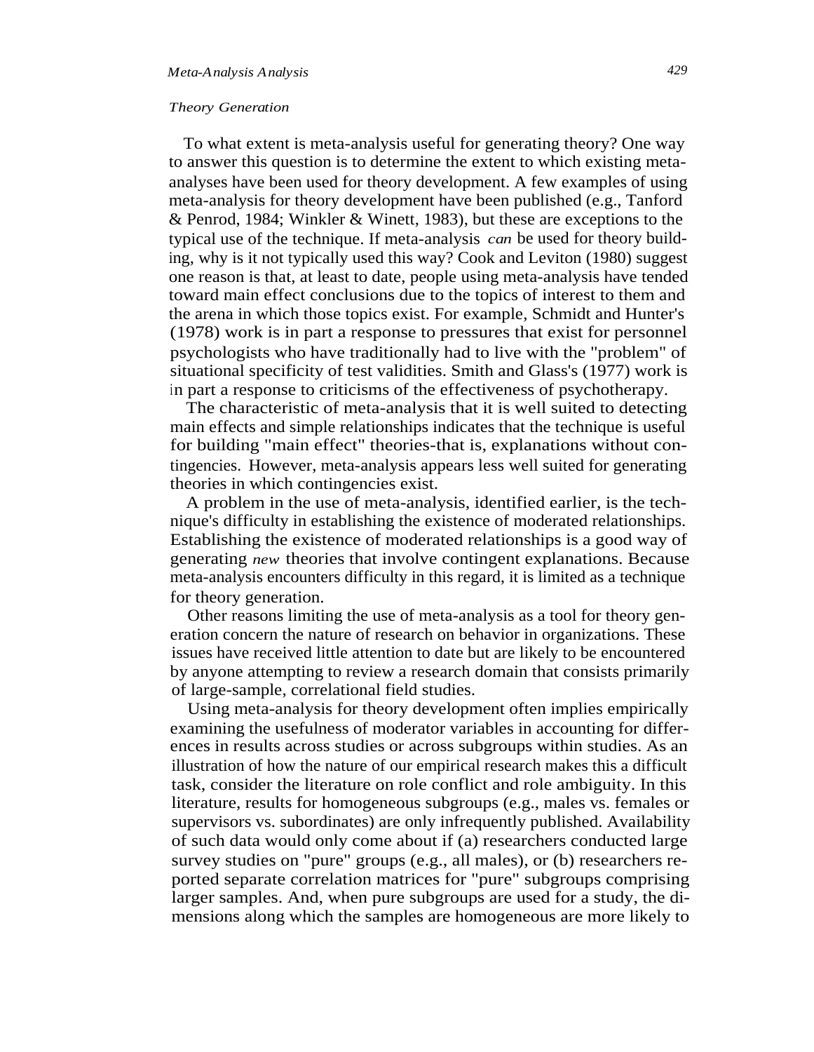### *Theory Generation*

To what extent is meta-analysis useful for generating theory? One way to answer this question is to determine the extent to which existing meta-analyses have been used for theory development. A few examples of using meta-analysis for theory development have been published (e.g., Tanford & Penrod, 1984; Winkler & Winett, 1983), but these are exceptions to the typical use of the technique. If meta-analysis *can* be used for theory building, why is it not typically used this way? Cook and Leviton (1980) suggest one reason is that, at least to date, people using meta-analysis have tended toward main effect conclusions due to the topics of interest to them and the arena in which those topics exist. For example, Schmidt and Hunter's (1978) work is in part a response to pressures that exist for personnel psychologists who have traditionally had to live with the "problem" of situational specificity of test validities. Smith and Glass's (1977) work is in part a response to criticisms of the effectiveness of psychotherapy.

The characteristic of meta-analysis that it is well suited to detecting main effects and simple relationships indicates that the technique is useful for building "main effect" theories-that is, explanations without contingencies. However, meta-analysis appears less well suited for generating theories in which contingencies exist.

A problem in the use of meta-analysis, identified earlier, is the technique's difficulty in establishing the existence of moderated relationships. Establishing the existence of moderated relationships is a good way of generating *new* theories that involve contingent explanations. Because meta-analysis encounters difficulty in this regard, it is limited as a technique for theory generation.

Other reasons limiting the use of meta-analysis as a tool for theory generation concern the nature of research on behavior in organizations. These issues have received little attention to date but are likely to be encountered by anyone attempting to review a research domain that consists primarily of large-sample, correlational field studies.

Using meta-analysis for theory development often implies empirically examining the usefulness of moderator variables in accounting for differences in results across studies or across subgroups within studies. As an illustration of how the nature of our empirical research makes this a difficult task, consider the literature on role conflict and role ambiguity. In this literature, results for homogeneous subgroups (e.g., males vs. females or supervisors vs. subordinates) are only infrequently published. Availability of such data would only come about if (a) researchers conducted large survey studies on "pure" groups (e.g., all males), or (b) researchers reported separate correlation matrices for "pure" subgroups comprising larger samples. And, when pure subgroups are used for a study, the dimensions along which the samples are homogeneous are more likely to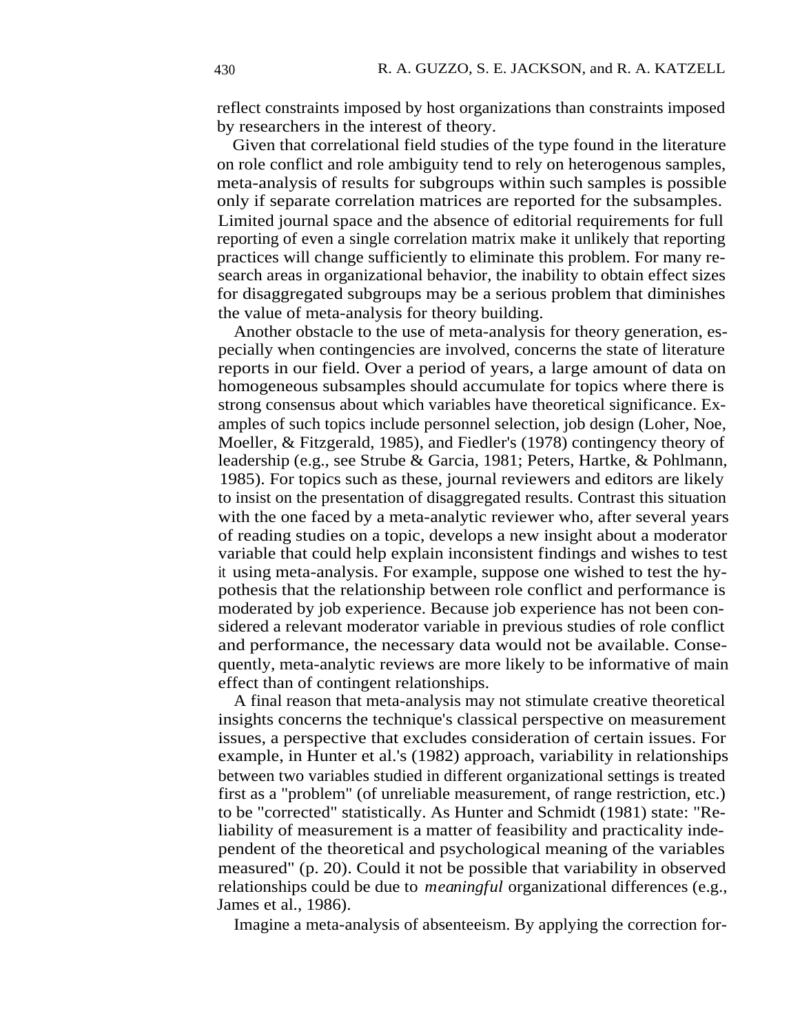reflect constraints imposed by host organizations than constraints imposed by researchers in the interest of theory.

Given that correlational field studies of the type found in the literature on role conflict and role ambiguity tend to rely on heterogenous samples, meta-analysis of results for subgroups within such samples is possible only if separate correlation matrices are reported for the subsamples. Limited journal space and the absence of editorial requirements for full reporting of even a single correlation matrix make it unlikely that reporting practices will change sufficiently to eliminate this problem. For many research areas in organizational behavior, the inability to obtain effect sizes for disaggregated subgroups may be a serious problem that diminishes the value of meta-analysis for theory building.

Another obstacle to the use of meta-analysis for theory generation, especially when contingencies are involved, concerns the state of literature reports in our field. Over a period of years, a large amount of data on homogeneous subsamples should accumulate for topics where there is strong consensus about which variables have theoretical significance. Examples of such topics include personnel selection, job design (Loher, Noe, Moeller, & Fitzgerald, 1985), and Fiedler's (1978) contingency theory of leadership (e.g., see Strube & Garcia, 1981; Peters, Hartke, & Pohlmann, 1985). For topics such as these, journal reviewers and editors are likely to insist on the presentation of disaggregated results. Contrast this situation with the one faced by a meta-analytic reviewer who, after several years of reading studies on a topic, develops a new insight about a moderator variable that could help explain inconsistent findings and wishes to test it using meta-analysis. For example, suppose one wished to test the hypothesis that the relationship between role conflict and performance is moderated by job experience. Because job experience has not been considered a relevant moderator variable in previous studies of role conflict and performance, the necessary data would not be available. Consequently, meta-analytic reviews are more likely to be informative of main effect than of contingent relationships.

A final reason that meta-analysis may not stimulate creative theoretical insights concerns the technique's classical perspective on measurement issues, a perspective that excludes consideration of certain issues. For example, in Hunter et al.'s (1982) approach, variability in relationships between two variables studied in different organizational settings is treated first as a "problem" (of unreliable measurement, of range restriction, etc.) to be "corrected" statistically. As Hunter and Schmidt (1981) state: "Reliability of measurement is a matter of feasibility and practicality independent of the theoretical and psychological meaning of the variables measured" (p. 20). Could it not be possible that variability in observed relationships could be due to *meaningful* organizational differences (e.g., James et al., 1986).

Imagine a meta-analysis of absenteeism. By applying the correction for-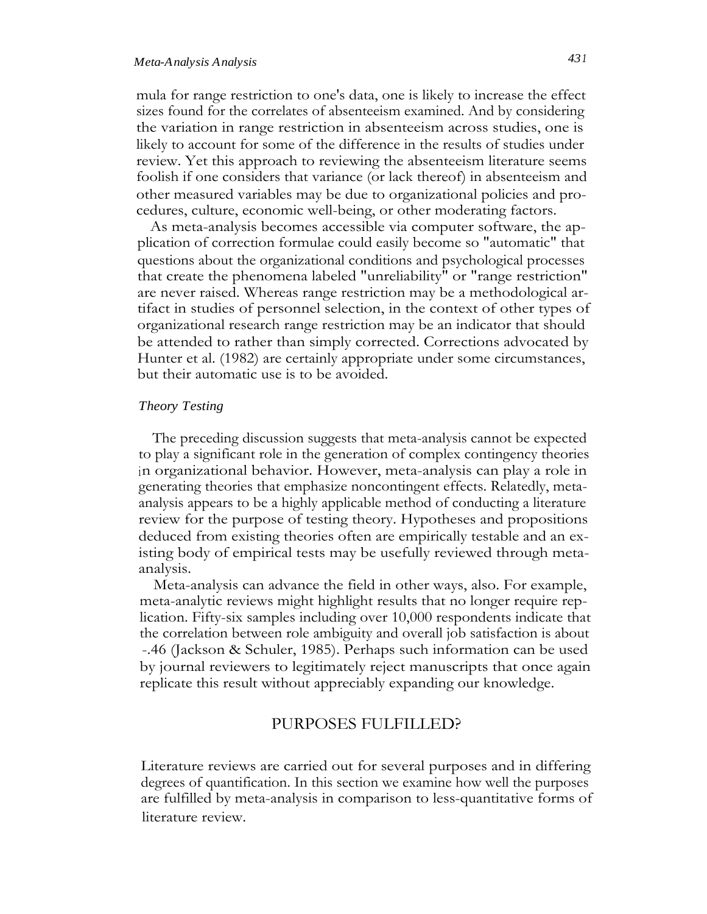mula for range restriction to one's data, one is likely to increase the effect sizes found for the correlates of absenteeism examined. And by considering the variation in range restriction in absenteeism across studies, one is likely to account for some of the difference in the results of studies under review. Yet this approach to reviewing the absenteeism literature seems foolish if one considers that variance (or lack thereof) in absenteeism and other measured variables may be due to organizational policies and procedures, culture, economic well-being, or other moderating factors.

As meta-analysis becomes accessible via computer software, the application of correction formulae could easily become so "automatic" that questions about the organizational conditions and psychological processes that create the phenomena labeled "unreliability" or "range restriction" are never raised. Whereas range restriction may be a methodological artifact in studies of personnel selection, in the context of other types of organizational research range restriction may be an indicator that should be attended to rather than simply corrected. Corrections advocated by Hunter et al. (1982) are certainly appropriate under some circumstances, but their automatic use is to be avoided.

### *Theory Testing*

The preceding discussion suggests that meta-analysis cannot be expected to play a significant role in the generation of complex contingency theories in organizational behavior. However, meta-analysis can play a role in generating theories that emphasize noncontingent effects. Relatedly, meta-analysis appears to be a highly applicable method of conducting a literature review for the purpose of testing theory. Hypotheses and propositions deduced from existing theories often are empirically testable and an existing body of empirical tests may be usefully reviewed through meta-analysis.

Meta-analysis can advance the field in other ways, also. For example, meta-analytic reviews might highlight results that no longer require replication. Fifty-six samples including over 10,000 respondents indicate that the correlation between role ambiguity and overall job satisfaction is about -.46 (Jackson & Schuler, 1985). Perhaps such information can be used by journal reviewers to legitimately reject manuscripts that once again replicate this result without appreciably expanding our knowledge.

## PURPOSES FULFILLED?

Literature reviews are carried out for several purposes and in differing degrees of quantification. In this section we examine how well the purposes are fulfilled by meta-analysis in comparison to less-quantitative forms of literature review.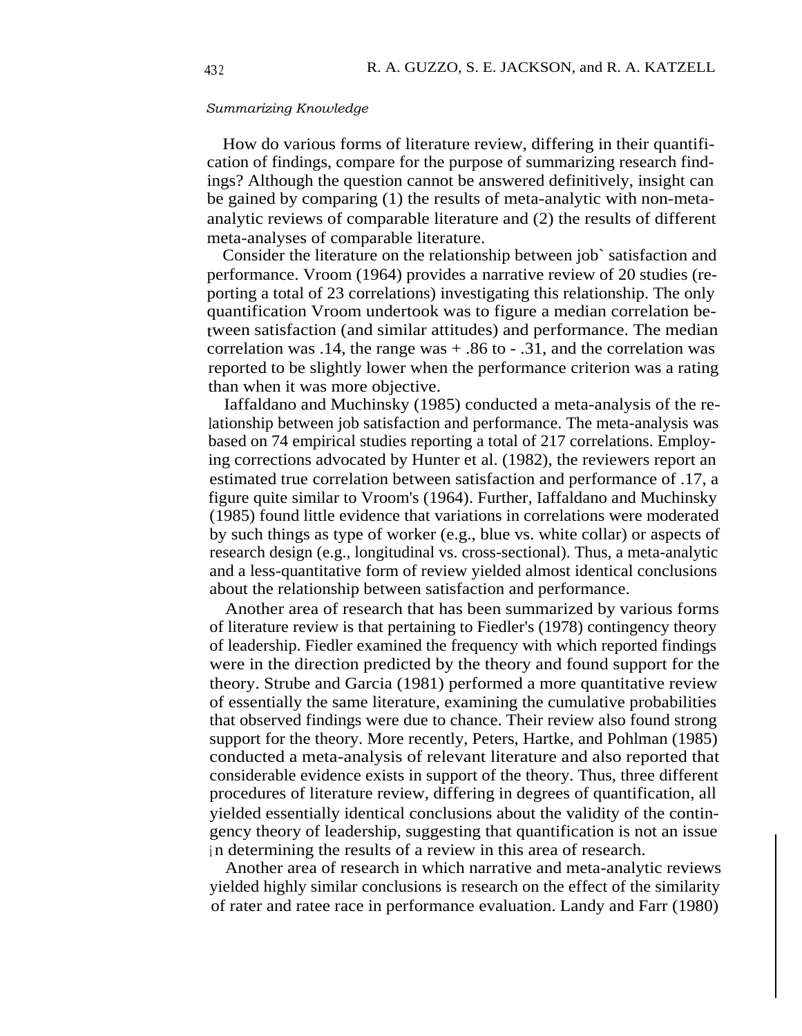*Summarizing Knowledge*

How do various forms of literature review, differing in their quantification of findings, compare for the purpose of summarizing research findings? Although the question cannot be answered definitively, insight can be gained by comparing (1) the results of meta-analytic with non-meta-analytic reviews of comparable literature and (2) the results of different meta-analyses of comparable literature.

Consider the literature on the relationship between job satisfaction and performance. Vroom (1964) provides a narrative review of 20 studies (reporting a total of 23 correlations) investigating this relationship. The only quantification Vroom undertook was to figure a median correlation between satisfaction (and similar attitudes) and performance. The median correlation was .14, the range was + .86 to - .31, and the correlation was reported to be slightly lower when the performance criterion was a rating than when it was more objective.

Iaffaldano and Muchinsky (1985) conducted a meta-analysis of the relationship between job satisfaction and performance. The meta-analysis was based on 74 empirical studies reporting a total of 217 correlations. Employing corrections advocated by Hunter et al. (1982), the reviewers report an estimated true correlation between satisfaction and performance of .17, a figure quite similar to Vroom's (1964). Further, Iaffaldano and Muchinsky (1985) found little evidence that variations in correlations were moderated by such things as type of worker (e.g., blue vs. white collar) or aspects of research design (e.g., longitudinal vs. cross-sectional). Thus, a meta-analytic and a less-quantitative form of review yielded almost identical conclusions about the relationship between satisfaction and performance.

Another area of research that has been summarized by various forms of literature review is that pertaining to Fiedler's (1978) contingency theory of leadership. Fiedler examined the frequency with which reported findings were in the direction predicted by the theory and found support for the theory. Strube and Garcia (1981) performed a more quantitative review of essentially the same literature, examining the cumulative probabilities that observed findings were due to chance. Their review also found strong support for the theory. More recently, Peters, Hartke, and Pohlman (1985) conducted a meta-analysis of relevant literature and also reported that considerable evidence exists in support of the theory. Thus, three different procedures of literature review, differing in degrees of quantification, all yielded essentially identical conclusions about the validity of the contingency theory of leadership, suggesting that quantification is not an issue in determining the results of a review in this area of research.

Another area of research in which narrative and meta-analytic reviews yielded highly similar conclusions is research on the effect of the similarity of rater and ratee race in performance evaluation. Landy and Farr (1980)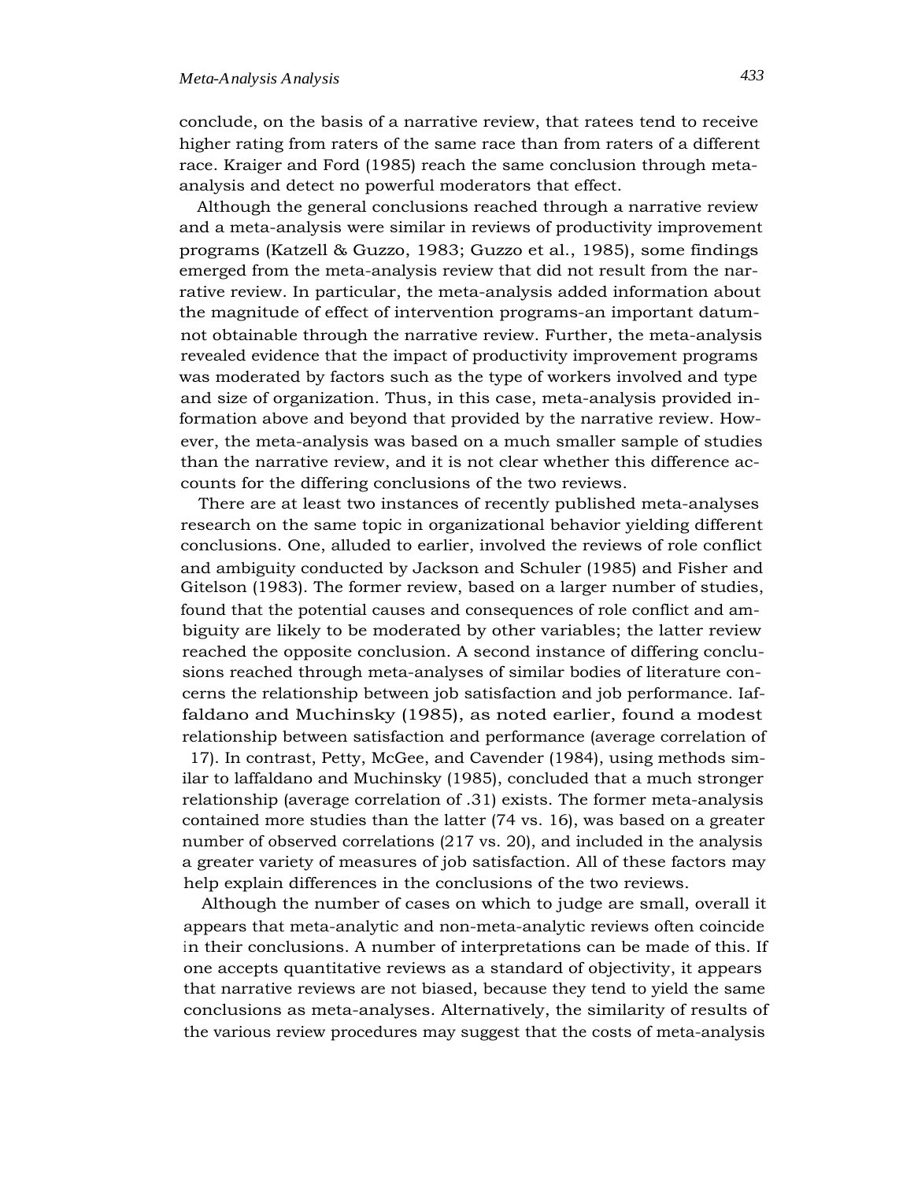conclude, on the basis of a narrative review, that ratees tend to receive higher rating from raters of the same race than from raters of a different race. Kraiger and Ford (1985) reach the same conclusion through meta-analysis and detect no powerful moderators that effect.

Although the general conclusions reached through a narrative review and a meta-analysis were similar in reviews of productivity improvement programs (Katzell & Guzzo, 1983; Guzzo et al., 1985), some findings emerged from the meta-analysis review that did not result from the narrative review. In particular, the meta-analysis added information about the magnitude of effect of intervention programs-an important datum-not obtainable through the narrative review. Further, the meta-analysis revealed evidence that the impact of productivity improvement programs was moderated by factors such as the type of workers involved and type and size of organization. Thus, in this case, meta-analysis provided information above and beyond that provided by the narrative review. However, the meta-analysis was based on a much smaller sample of studies than the narrative review, and it is not clear whether this difference accounts for the differing conclusions of the two reviews.

There are at least two instances of recently published meta-analyses research on the same topic in organizational behavior yielding different conclusions. One, alluded to earlier, involved the reviews of role conflict and ambiguity conducted by Jackson and Schuler (1985) and Fisher and Gitelson (1983). The former review, based on a larger number of studies, found that the potential causes and consequences of role conflict and ambiguity are likely to be moderated by other variables; the latter review reached the opposite conclusion. A second instance of differing conclusions reached through meta-analyses of similar bodies of literature concerns the relationship between job satisfaction and job performance. Iaffaldano and Muchinsky (1985), as noted earlier, found a modest relationship between satisfaction and performance (average correlation of 17). In contrast, Petty, McGee, and Cavender (1984), using methods similar to laffaldano and Muchinsky (1985), concluded that a much stronger relationship (average correlation of .31) exists. The former meta-analysis contained more studies than the latter (74 vs. 16), was based on a greater number of observed correlations (217 vs. 20), and included in the analysis a greater variety of measures of job satisfaction. All of these factors may help explain differences in the conclusions of the two reviews.

Although the number of cases on which to judge are small, overall it appears that meta-analytic and non-meta-analytic reviews often coincide in their conclusions. A number of interpretations can be made of this. If one accepts quantitative reviews as a standard of objectivity, it appears that narrative reviews are not biased, because they tend to yield the same conclusions as meta-analyses. Alternatively, the similarity of results of the various review procedures may suggest that the costs of meta-analysis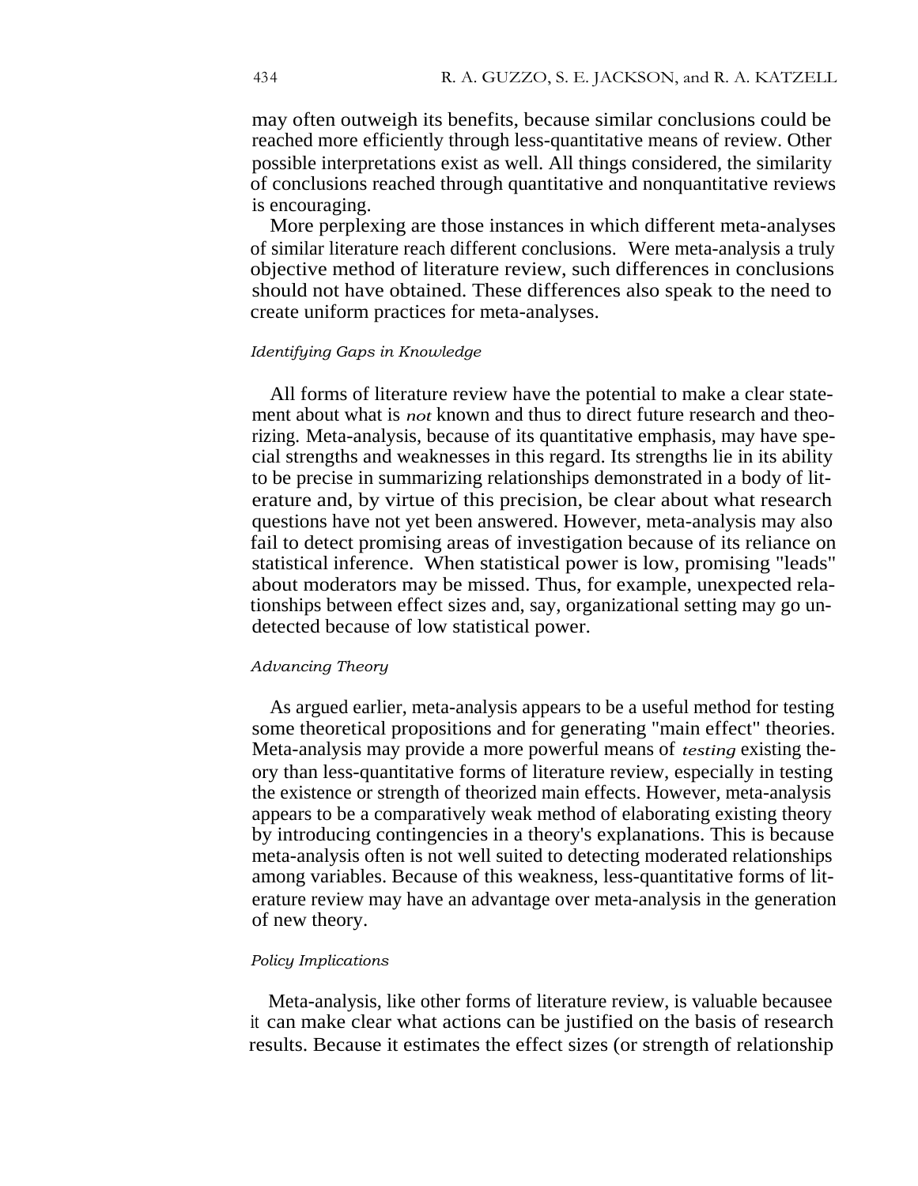may often outweigh its benefits, because similar conclusions could be reached more efficiently through less-quantitative means of review. Other possible interpretations exist as well. All things considered, the similarity of conclusions reached through quantitative and nonquantitative reviews is encouraging.

More perplexing are those instances in which different meta-analyses of similar literature reach different conclusions. Were meta-analysis a truly objective method of literature review, such differences in conclusions should not have obtained. These differences also speak to the need to create uniform practices for meta-analyses.

### *Identifying Gaps in Knowledge*

All forms of literature review have the potential to make a clear statement about what is *not* known and thus to direct future research and theorizing. Meta-analysis, because of its quantitative emphasis, may have special strengths and weaknesses in this regard. Its strengths lie in its ability to be precise in summarizing relationships demonstrated in a body of literature and, by virtue of this precision, be clear about what research questions have not yet been answered. However, meta-analysis may also fail to detect promising areas of investigation because of its reliance on statistical inference. When statistical power is low, promising "leads" about moderators may be missed. Thus, for example, unexpected relationships between effect sizes and, say, organizational setting may go undetected because of low statistical power.

### *Advancing Theory*

As argued earlier, meta-analysis appears to be a useful method for testing some theoretical propositions and for generating "main effect" theories. Meta-analysis may provide a more powerful means of *testing* existing theory than less-quantitative forms of literature review, especially in testing the existence or strength of theorized main effects. However, meta-analysis appears to be a comparatively weak method of elaborating existing theory by introducing contingencies in a theory's explanations. This is because meta-analysis often is not well suited to detecting moderated relationships among variables. Because of this weakness, less-quantitative forms of literature review may have an advantage over meta-analysis in the generation of new theory.

### *Policy Implications*

Meta-analysis, like other forms of literature review, is valuable becausee it can make clear what actions can be justified on the basis of research results. Because it estimates the effect sizes (or strength of relationship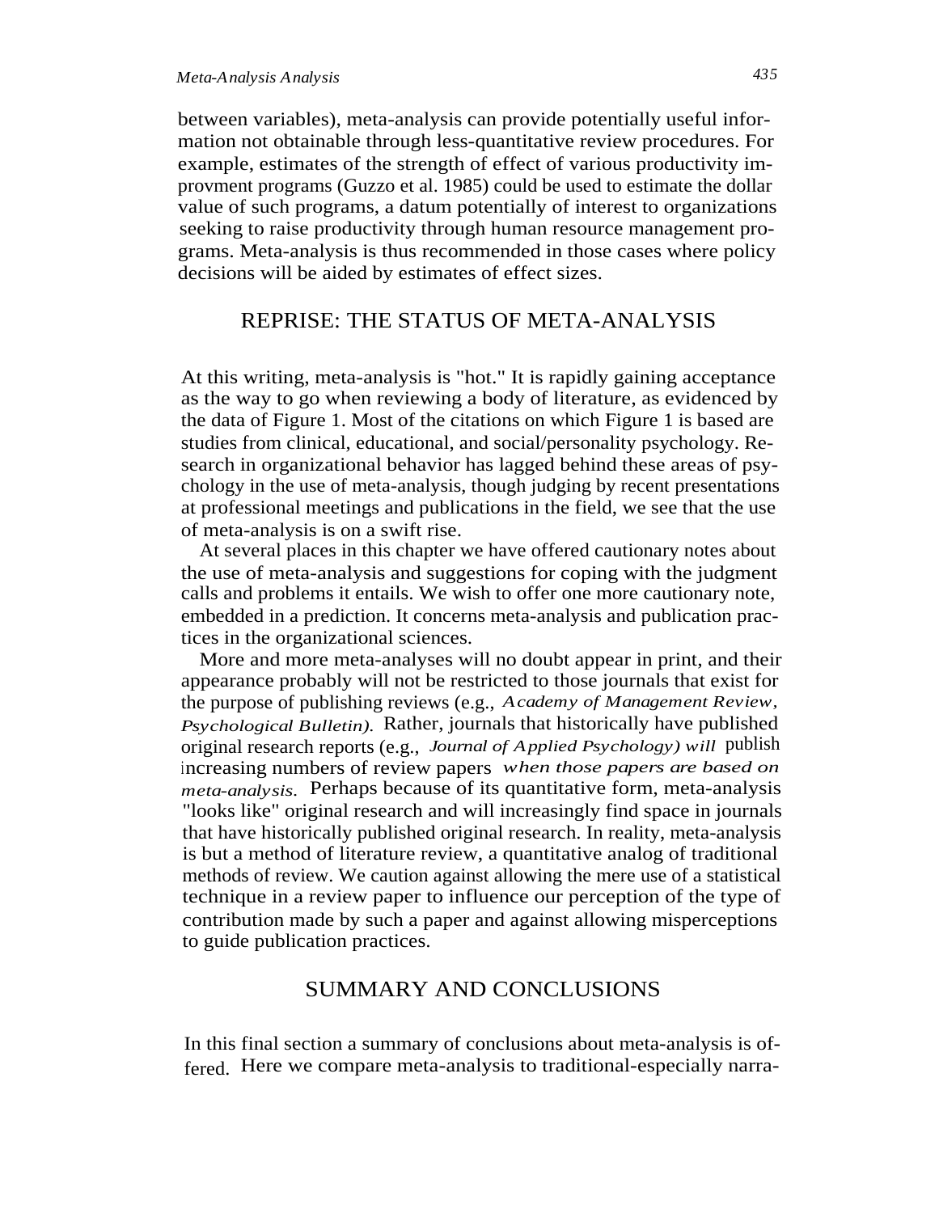between variables), meta-analysis can provide potentially useful information not obtainable through less-quantitative review procedures. For example, estimates of the strength of effect of various productivity improvment programs (Guzzo et al. 1985) could be used to estimate the dollar value of such programs, a datum potentially of interest to organizations seeking to raise productivity through human resource management programs. Meta-analysis is thus recommended in those cases where policy decisions will be aided by estimates of effect sizes.

## REPRISE: THE STATUS OF META-ANALYSIS

At this writing, meta-analysis is "hot." It is rapidly gaining acceptance as the way to go when reviewing a body of literature, as evidenced by the data of Figure 1. Most of the citations on which Figure 1 is based are studies from clinical, educational, and social/personality psychology. Research in organizational behavior has lagged behind these areas of psychology in the use of meta-analysis, though judging by recent presentations at professional meetings and publications in the field, we see that the use of meta-analysis is on a swift rise.

At several places in this chapter we have offered cautionary notes about the use of meta-analysis and suggestions for coping with the judgment calls and problems it entails. We wish to offer one more cautionary note, embedded in a prediction. It concerns meta-analysis and publication practices in the organizational sciences.

More and more meta-analyses will no doubt appear in print, and their appearance probably will not be restricted to those journals that exist for the purpose of publishing reviews (e.g., *Academy of Management Review, Psychological Bulletin).* Rather, journals that historically have published original research reports (e.g., *Journal of Applied Psychology) will* publish increasing numbers of review papers *when those papers are based on meta-analysis.* Perhaps because of its quantitative form, meta-analysis "looks like" original research and will increasingly find space in journals that have historically published original research. In reality, meta-analysis is but a method of literature review, a quantitative analog of traditional methods of review. We caution against allowing the mere use of a statistical technique in a review paper to influence our perception of the type of contribution made by such a paper and against allowing misperceptions to guide publication practices.

## SUMMARY AND CONCLUSIONS

In this final section a summary of conclusions about meta-analysis is offered. Here we compare meta-analysis to traditional-especially narra-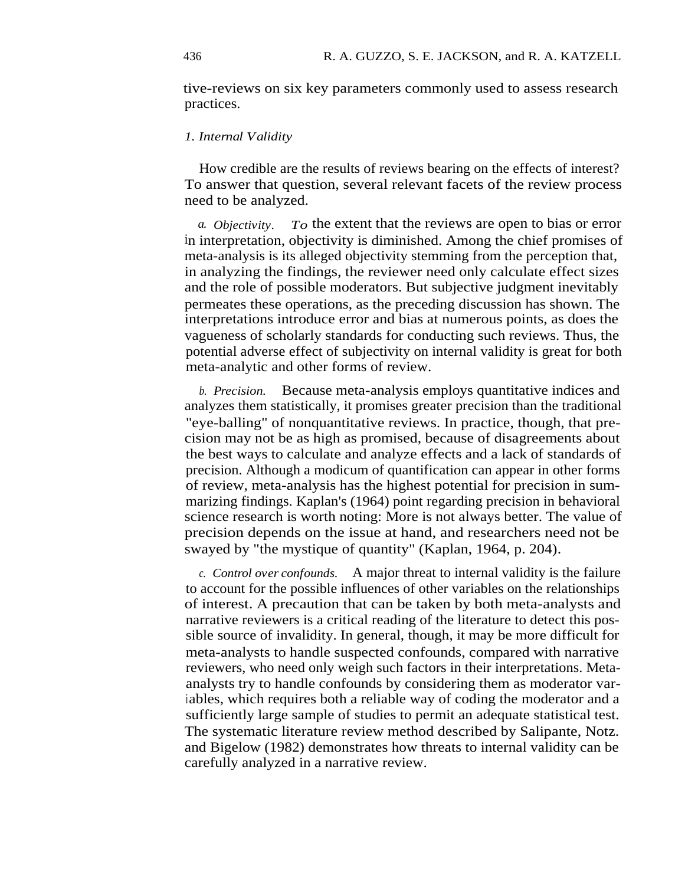tive-reviews on six key parameters commonly used to assess research practices.

### *1. Internal Validity*

How credible are the results of reviews bearing on the effects of interest? To answer that question, several relevant facets of the review process need to be analyzed.

*a. Objectivity.* To the extent that the reviews are open to bias or error in interpretation, objectivity is diminished. Among the chief promises of meta-analysis is its alleged objectivity stemming from the perception that, in analyzing the findings, the reviewer need only calculate effect sizes and the role of possible moderators. But subjective judgment inevitably permeates these operations, as the preceding discussion has shown. The interpretations introduce error and bias at numerous points, as does the vagueness of scholarly standards for conducting such reviews. Thus, the potential adverse effect of subjectivity on internal validity is great for both meta-analytic and other forms of review.

*b. Precision.* Because meta-analysis employs quantitative indices and analyzes them statistically, it promises greater precision than the traditional "eye-balling" of nonquantitative reviews. In practice, though, that precision may not be as high as promised, because of disagreements about the best ways to calculate and analyze effects and a lack of standards of precision. Although a modicum of quantification can appear in other forms of review, meta-analysis has the highest potential for precision in summarizing findings. Kaplan's (1964) point regarding precision in behavioral science research is worth noting: More is not always better. The value of precision depends on the issue at hand, and researchers need not be swayed by "the mystique of quantity" (Kaplan, 1964, p. 204).

*c. Control over confounds.* A major threat to internal validity is the failure to account for the possible influences of other variables on the relationships of interest. A precaution that can be taken by both meta-analysts and narrative reviewers is a critical reading of the literature to detect this possible source of invalidity. In general, though, it may be more difficult for meta-analysts to handle suspected confounds, compared with narrative reviewers, who need only weigh such factors in their interpretations. Meta-analysts try to handle confounds by considering them as moderator variables, which requires both a reliable way of coding the moderator and a sufficiently large sample of studies to permit an adequate statistical test. The systematic literature review method described by Salipante, Notz. and Bigelow (1982) demonstrates how threats to internal validity can be carefully analyzed in a narrative review.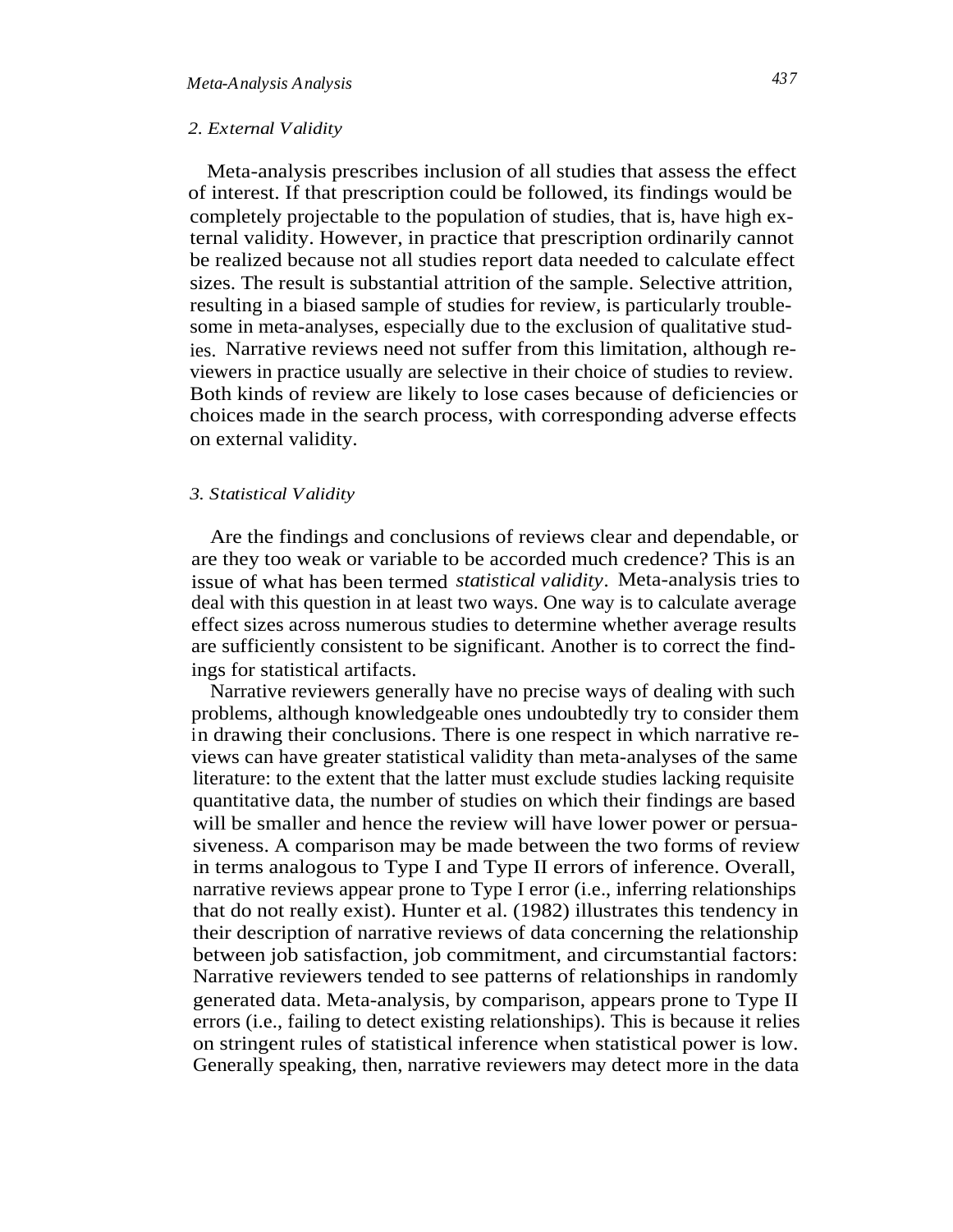### 2. External Validity

Meta-analysis prescribes inclusion of all studies that assess the effect of interest. If that prescription could be followed, its findings would be completely projectable to the population of studies, that is, have high external validity. However, in practice that prescription ordinarily cannot be realized because not all studies report data needed to calculate effect sizes. The result is substantial attrition of the sample. Selective attrition, resulting in a biased sample of studies for review, is particularly troublesome in meta-analyses, especially due to the exclusion of qualitative studies. Narrative reviews need not suffer from this limitation, although reviewers in practice usually are selective in their choice of studies to review. Both kinds of review are likely to lose cases because of deficiencies or choices made in the search process, with corresponding adverse effects on external validity.

### 3. Statistical Validity

Are the findings and conclusions of reviews clear and dependable, or are they too weak or variable to be accorded much credence? This is an issue of what has been termed *statistical validity*. Meta-analysis tries to deal with this question in at least two ways. One way is to calculate average effect sizes across numerous studies to determine whether average results are sufficiently consistent to be significant. Another is to correct the findings for statistical artifacts.

Narrative reviewers generally have no precise ways of dealing with such problems, although knowledgeable ones undoubtedly try to consider them in drawing their conclusions. There is one respect in which narrative reviews can have greater statistical validity than meta-analyses of the same literature: to the extent that the latter must exclude studies lacking requisite quantitative data, the number of studies on which their findings are based will be smaller and hence the review will have lower power or persuasiveness. A comparison may be made between the two forms of review in terms analogous to Type I and Type II errors of inference. Overall, narrative reviews appear prone to Type I error (i.e., inferring relationships that do not really exist). Hunter et al. (1982) illustrates this tendency in their description of narrative reviews of data concerning the relationship between job satisfaction, job commitment, and circumstantial factors: Narrative reviewers tended to see patterns of relationships in randomly generated data. Meta-analysis, by comparison, appears prone to Type II errors (i.e., failing to detect existing relationships). This is because it relies on stringent rules of statistical inference when statistical power is low. Generally speaking, then, narrative reviewers may detect more in the data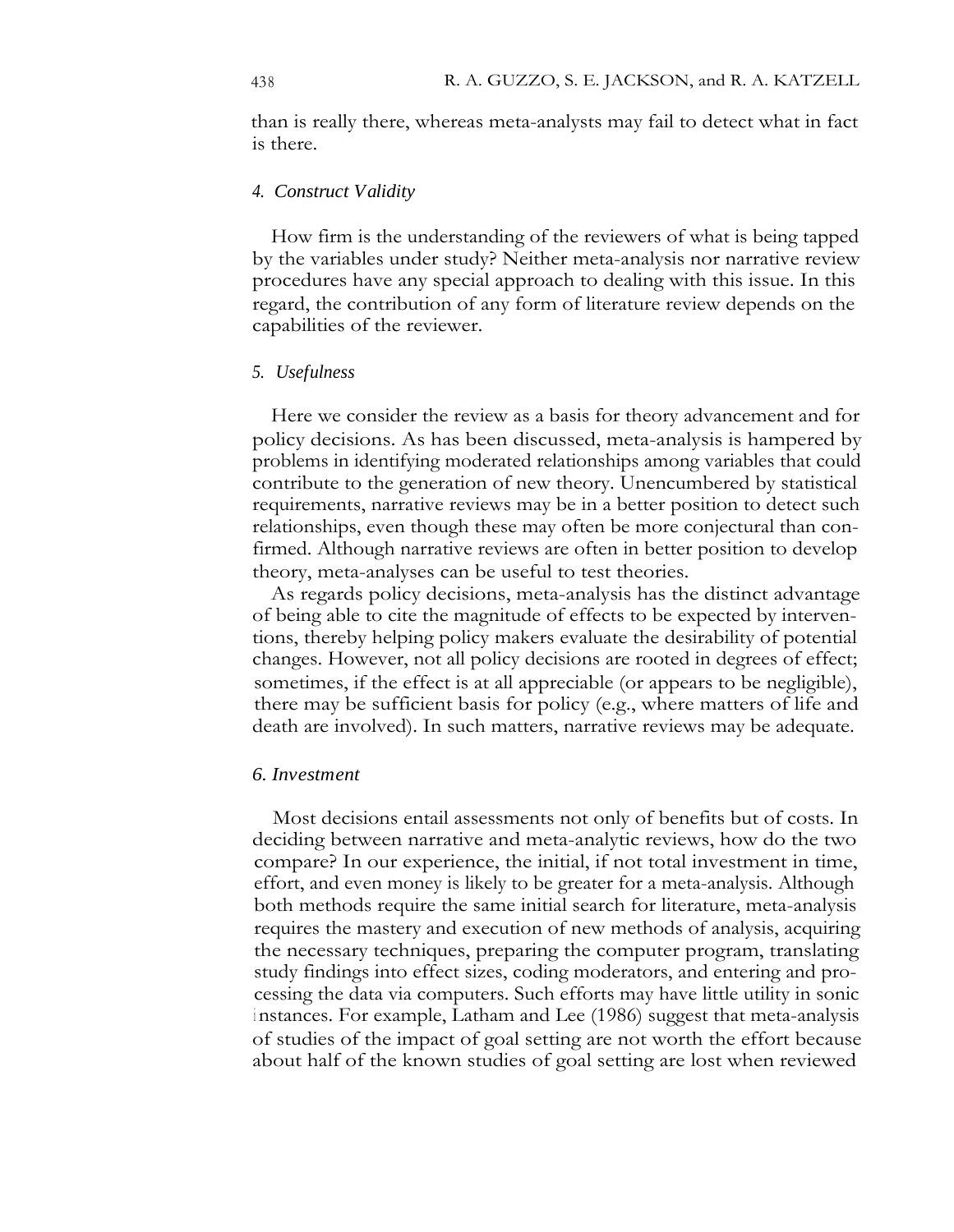than is really there, whereas meta-analysts may fail to detect what in fact is there.

### *4. Construct Validity*

How firm is the understanding of the reviewers of what is being tapped by the variables under study? Neither meta-analysis nor narrative review procedures have any special approach to dealing with this issue. In this regard, the contribution of any form of literature review depends on the capabilities of the reviewer.

### *5. Usefulness*

Here we consider the review as a basis for theory advancement and for policy decisions. As has been discussed, meta-analysis is hampered by problems in identifying moderated relationships among variables that could contribute to the generation of new theory. Unencumbered by statistical requirements, narrative reviews may be in a better position to detect such relationships, even though these may often be more conjectural than confirmed. Although narrative reviews are often in better position to develop theory, meta-analyses can be useful to test theories.

As regards policy decisions, meta-analysis has the distinct advantage of being able to cite the magnitude of effects to be expected by interventions, thereby helping policy makers evaluate the desirability of potential changes. However, not all policy decisions are rooted in degrees of effect; sometimes, if the effect is at all appreciable (or appears to be negligible), there may be sufficient basis for policy (e.g., where matters of life and death are involved). In such matters, narrative reviews may be adequate.

### *6. Investment*

Most decisions entail assessments not only of benefits but of costs. In deciding between narrative and meta-analytic reviews, how do the two compare? In our experience, the initial, if not total investment in time, effort, and even money is likely to be greater for a meta-analysis. Although both methods require the same initial search for literature, meta-analysis requires the mastery and execution of new methods of analysis, acquiring the necessary techniques, preparing the computer program, translating study findings into effect sizes, coding moderators, and entering and processing the data via computers. Such efforts may have little utility in sonic instances. For example, Latham and Lee (1986) suggest that meta-analysis of studies of the impact of goal setting are not worth the effort because about half of the known studies of goal setting are lost when reviewed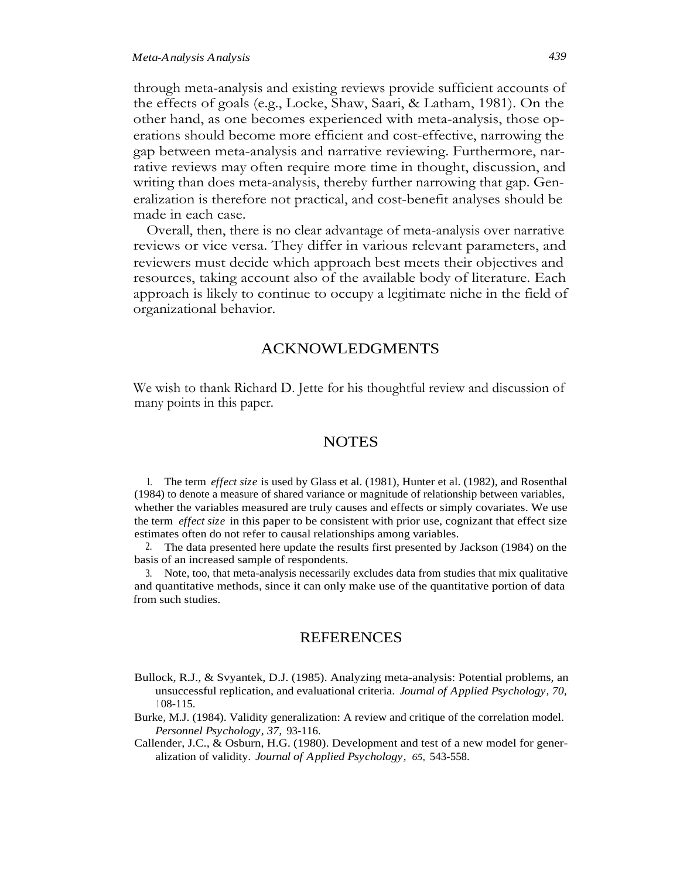through meta-analysis and existing reviews provide sufficient accounts of the effects of goals (e.g., Locke, Shaw, Saari, & Latham, 1981). On the other hand, as one becomes experienced with meta-analysis, those operations should become more efficient and cost-effective, narrowing the gap between meta-analysis and narrative reviewing. Furthermore, narrative reviews may often require more time in thought, discussion, and writing than does meta-analysis, thereby further narrowing that gap. Generalization is therefore not practical, and cost-benefit analyses should be made in each case.

Overall, then, there is no clear advantage of meta-analysis over narrative reviews or vice versa. They differ in various relevant parameters, and reviewers must decide which approach best meets their objectives and resources, taking account also of the available body of literature. Each approach is likely to continue to occupy a legitimate niche in the field of organizational behavior.

## ACKNOWLEDGMENTS

We wish to thank Richard D. Jette for his thoughtful review and discussion of many points in this paper.

## NOTES

1. The term *effect size* is used by Glass et al. (1981), Hunter et al. (1982), and Rosenthal (1984) to denote a measure of shared variance or magnitude of relationship between variables, whether the variables measured are truly causes and effects or simply covariates. We use the term *effect size* in this paper to be consistent with prior use, cognizant that effect size estimates often do not refer to causal relationships among variables.
2. The data presented here update the results first presented by Jackson (1984) on the basis of an increased sample of respondents.
3. Note, too, that meta-analysis necessarily excludes data from studies that mix qualitative and quantitative methods, since it can only make use of the quantitative portion of data from such studies.

## REFERENCES

Bullock, R.J., & Svyantek, D.J. (1985). Analyzing meta-analysis: Potential problems, an unsuccessful replication, and evaluational criteria. *Journal of Applied Psychology, 70,* 108-115.

Burke, M.J. (1984). Validity generalization: A review and critique of the correlation model. *Personnel Psychology, 37,* 93-116.

Callender, J.C., & Osburn, H.G. (1980). Development and test of a new model for generalization of validity. *Journal of Applied Psychology, 65,* 543-558.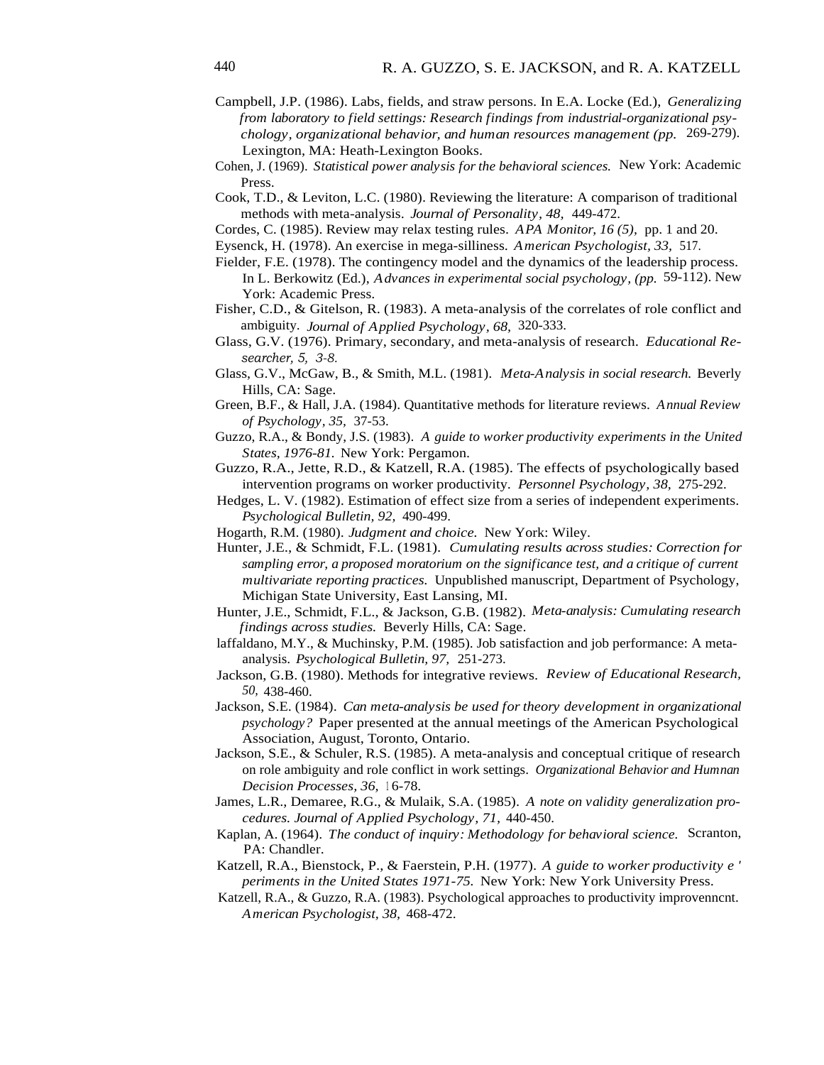Campbell, J.P. (1986). Labs, fields, and straw persons. In E.A. Locke (Ed.), *Generalizing from laboratory to field settings: Research findings from industrial-organizational psychology, organizational behavior, and human resources management (pp.* 269-279). Lexington, MA: Heath-Lexington Books.

Cohen, J. (1969). *Statistical power analysis for the behavioral sciences.* New York: Academic Press.

Cook, T.D., & Leviton, L.C. (1980). Reviewing the literature: A comparison of traditional methods with meta-analysis. *Journal of Personality, 48,* 449-472.

Cordes, C. (1985). Review may relax testing rules. *APA Monitor, 16 (5),* pp. 1 and 20.

Eysenck, H. (1978). An exercise in mega-silliness. *American Psychologist, 33,* 517.

Fielder, F.E. (1978). The contingency model and the dynamics of the leadership process. In L. Berkowitz (Ed.), *Advances in experimental social psychology, (pp.* 59-112). New York: Academic Press.

Fisher, C.D., & Gitelson, R. (1983). A meta-analysis of the correlates of role conflict and ambiguity. *Journal of Applied Psychology, 68,* 320-333.

Glass, G.V. (1976). Primary, secondary, and meta-analysis of research. *Educational Researcher, 5, 3-8.*

Glass, G.V., McGaw, B., & Smith, M.L. (1981). *Meta-Analysis in social research.* Beverly Hills, CA: Sage.

Green, B.F., & Hall, J.A. (1984). Quantitative methods for literature reviews. *Annual Review of Psychology, 35,* 37-53.

Guzzo, R.A., & Bondy, J.S. (1983). *A guide to worker productivity experiments in the United States, 1976-81.* New York: Pergamon.

Guzzo, R.A., Jette, R.D., & Katzell, R.A. (1985). The effects of psychologically based intervention programs on worker productivity. *Personnel Psychology, 38,* 275-292.

Hedges, L. V. (1982). Estimation of effect size from a series of independent experiments. *Psychological Bulletin, 92,* 490-499.

Hogarth, R.M. (1980). *Judgment and choice.* New York: Wiley.

Hunter, J.E., & Schmidt, F.L. (1981). *Cumulating results across studies: Correction for sampling error, a proposed moratorium on the significance test, and a critique of current multivariate reporting practices.* Unpublished manuscript, Department of Psychology, Michigan State University, East Lansing, MI.

Hunter, J.E., Schmidt, F.L., & Jackson, G.B. (1982). *Meta-analysis: Cumulating research findings across studies.* Beverly Hills, CA: Sage.

laffaldano, M.Y., & Muchinsky, P.M. (1985). Job satisfaction and job performance: A meta-analysis. *Psychological Bulletin, 97,* 251-273.

Jackson, G.B. (1980). Methods for integrative reviews. *Review of Educational Research, 50,* 438-460.

Jackson, S.E. (1984). *Can meta-analysis be used for theory development in organizational psychology?* Paper presented at the annual meetings of the American Psychological Association, August, Toronto, Ontario.

Jackson, S.E., & Schuler, R.S. (1985). A meta-analysis and conceptual critique of research on role ambiguity and role conflict in work settings. *Organizational Behavior and Humnan Decision Processes, 36,* 16-78.

James, L.R., Demaree, R.G., & Mulaik, S.A. (1985). *A note on validity generalization procedures. Journal of Applied Psychology, 71,* 440-450.

Kaplan, A. (1964). *The conduct of inquiry: Methodology for behavioral science.* Scranton, PA: Chandler.

Katzell, R.A., Bienstock, P., & Faerstein, P.H. (1977). *A guide to worker productivity e ' periments in the United States 1971-75.* New York: New York University Press.

Katzell, R.A., & Guzzo, R.A. (1983). Psychological approaches to productivity improvenncnt. *American Psychologist, 38,* 468-472.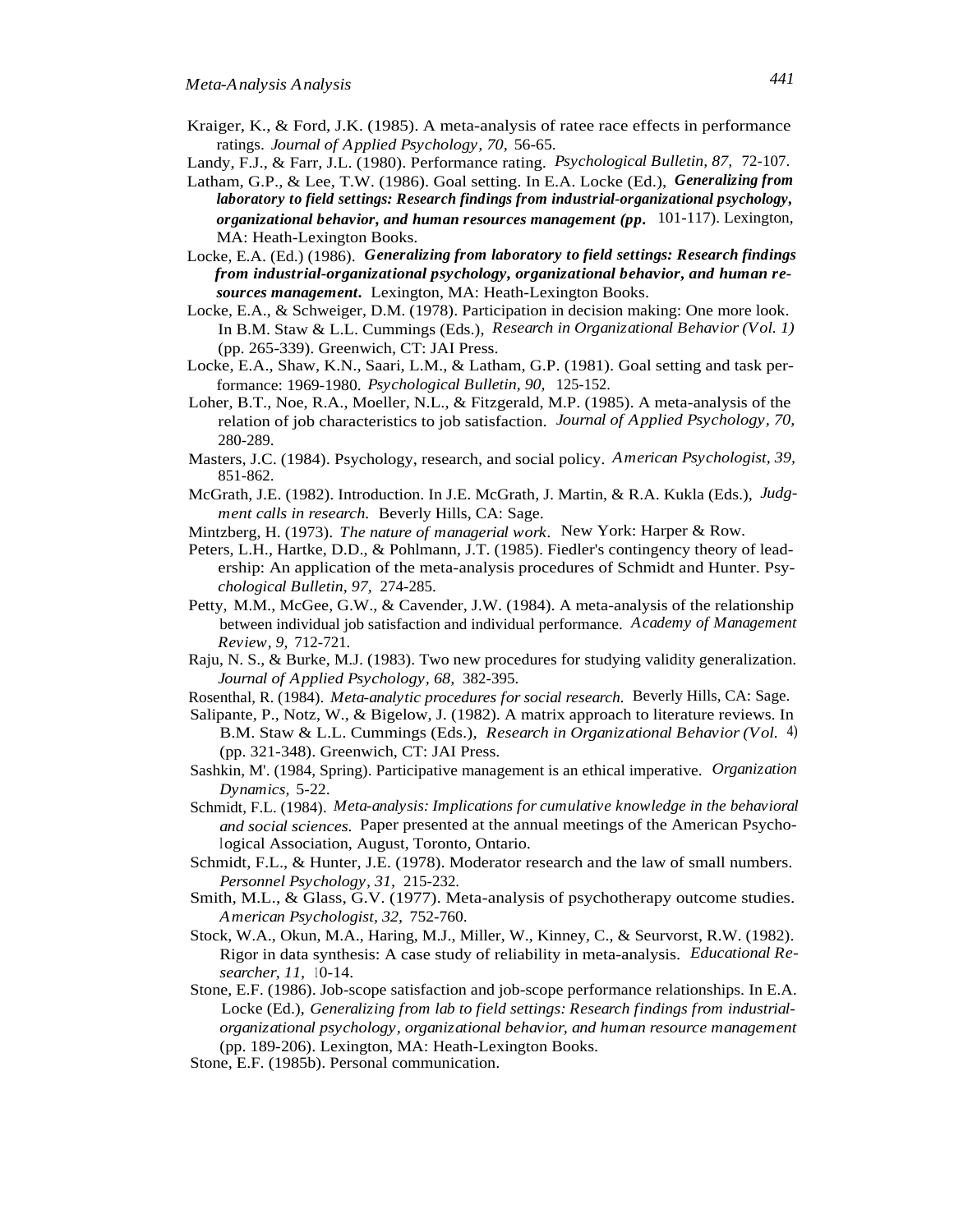Kraiger, K., & Ford, J.K. (1985). A meta-analysis of ratee race effects in performance ratings. *Journal of Applied Psychology, 70,* 56-65.

Landy, F.J., & Farr, J.L. (1980). Performance rating. *Psychological Bulletin, 87,* 72-107.

Latham, G.P., & Lee, T.W. (1986). Goal setting. In E.A. Locke (Ed.), ***Generalizing from laboratory to field settings: Research findings from industrial-organizational psychology, organizational behavior, and human resources management (pp.*** 101-117). Lexington, MA: Heath-Lexington Books.

Locke, E.A. (Ed.) (1986). ***Generalizing from laboratory to field settings: Research findings from industrial-organizational psychology, organizational behavior, and human resources management.*** Lexington, MA: Heath-Lexington Books.

Locke, E.A., & Schweiger, D.M. (1978). Participation in decision making: One more look. In B.M. Staw & L.L. Cummings (Eds.), *Research in Organizational Behavior (Vol. 1)* (pp. 265-339). Greenwich, CT: JAI Press.

Locke, E.A., Shaw, K.N., Saari, L.M., & Latham, G.P. (1981). Goal setting and task performance: 1969-1980. *Psychological Bulletin, 90,* 125-152.

Loher, B.T., Noe, R.A., Moeller, N.L., & Fitzgerald, M.P. (1985). A meta-analysis of the relation of job characteristics to job satisfaction. *Journal of Applied Psychology, 70,* 280-289.

Masters, J.C. (1984). Psychology, research, and social policy. *American Psychologist, 39,* 851-862.

McGrath, J.E. (1982). Introduction. In J.E. McGrath, J. Martin, & R.A. Kukla (Eds.), *Judgment calls in research.* Beverly Hills, CA: Sage.

Mintzberg, H. (1973). *The nature of managerial work.* New York: Harper & Row.

Peters, L.H., Hartke, D.D., & Pohlmann, J.T. (1985). Fiedler's contingency theory of leadership: An application of the meta-analysis procedures of Schmidt and Hunter. Psy*chological Bulletin, 97,* 274-285.

Petty, M.M., McGee, G.W., & Cavender, J.W. (1984). A meta-analysis of the relationship between individual job satisfaction and individual performance. *Academy of Management Review, 9,* 712-721.

Raju, N. S., & Burke, M.J. (1983). Two new procedures for studying validity generalization. *Journal of Applied Psychology, 68,* 382-395.

Rosenthal, R. (1984). *Meta-analytic procedures for social research.* Beverly Hills, CA: Sage.

Salipante, P., Notz, W., & Bigelow, J. (1982). A matrix approach to literature reviews. In B.M. Staw & L.L. Cummings (Eds.), *Research in Organizational Behavior (Vol.* 4) (pp. 321-348). Greenwich, CT: JAI Press.

Sashkin, M'. (1984, Spring). Participative management is an ethical imperative. *Organization Dynamics,* 5-22.

Schmidt, F.L. (1984). *Meta-analysis: Implications for cumulative knowledge in the behavioral and social sciences.* Paper presented at the annual meetings of the American Psychological Association, August, Toronto, Ontario.

Schmidt, F.L., & Hunter, J.E. (1978). Moderator research and the law of small numbers. *Personnel Psychology, 31,* 215-232.

Smith, M.L., & Glass, G.V. (1977). Meta-analysis of psychotherapy outcome studies. *American Psychologist, 32,* 752-760.

Stock, W.A., Okun, M.A., Haring, M.J., Miller, W., Kinney, C., & Seurvorst, R.W. (1982). Rigor in data synthesis: A case study of reliability in meta-analysis. *Educational Researcher, 11,* 10-14.

Stone, E.F. (1986). Job-scope satisfaction and job-scope performance relationships. In E.A. Locke (Ed.), *Generalizing from lab to field settings: Research findings from industrial-organizational psychology, organizational behavior, and human resource management* (pp. 189-206). Lexington, MA: Heath-Lexington Books.

Stone, E.F. (1985b). Personal communication.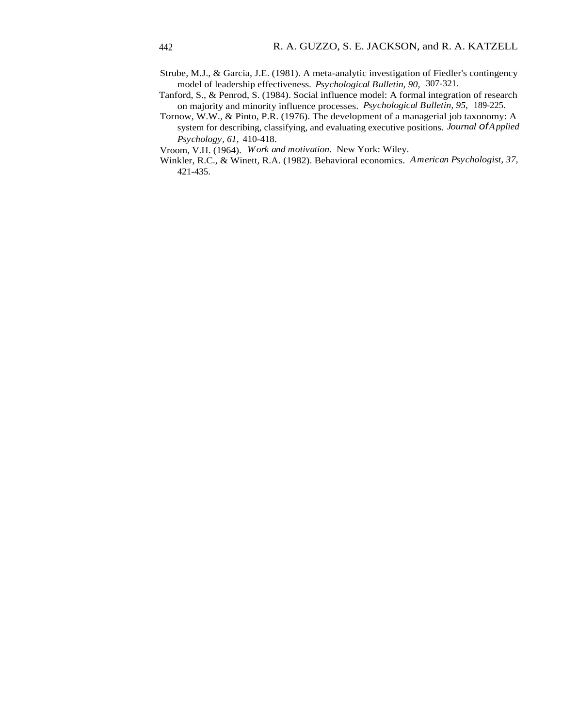Strube, M.J., & Garcia, J.E. (1981). A meta-analytic investigation of Fiedler's contingency model of leadership effectiveness. *Psychological Bulletin, 90,* 307-321.

Tanford, S., & Penrod, S. (1984). Social influence model: A formal integration of research on majority and minority influence processes. *Psychological Bulletin, 95,* 189-225.

Tornow, W.W., & Pinto, P.R. (1976). The development of a managerial job taxonomy: A system for describing, classifying, and evaluating executive positions. *Journal of Applied Psychology, 61,* 410-418.

Vroom, V.H. (1964). *Work and motivation.* New York: Wiley.

Winkler, R.C., & Winett, R.A. (1982). Behavioral economics. *American Psychologist, 37,* 421-435.